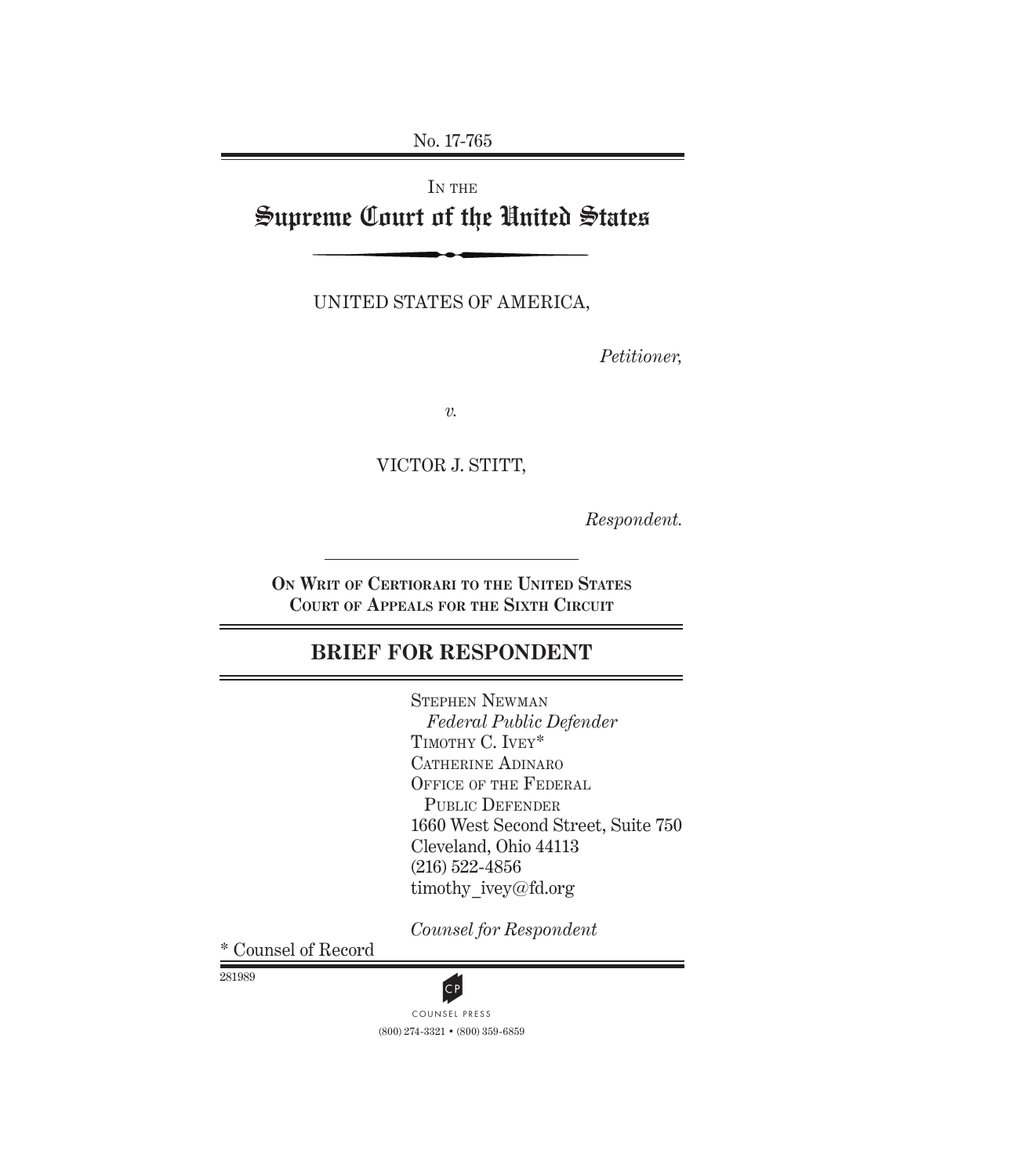No. 17-765

IN THE

# Supreme Court of the United States

UNITED STATES OF AMERICA,

*Petitioner,*

*v.*

VICTOR J. STITT,

*Respondent.*

**ON WRIT OF CERTIORARI TO THE UNITED STATES COURT OF APPEALS FOR THE SIXTH CIRCUIT**

## BRIEF FOR RESPONDENT

STEPHEN NEWMAN
*Federal Public Defender*
TIMOTHY C. IVEY*
CATHERINE ADINARO
OFFICE OF THE FEDERAL PUBLIC DEFENDER
1660 West Second Street, Suite 750
Cleveland, Ohio 44113
(216) 522-4856
timothy_ivey@fd.org

*Counsel for Respondent*

* Counsel of Record

281989

COUNSEL PRESS
(800) 274-3321 • (800) 359-6859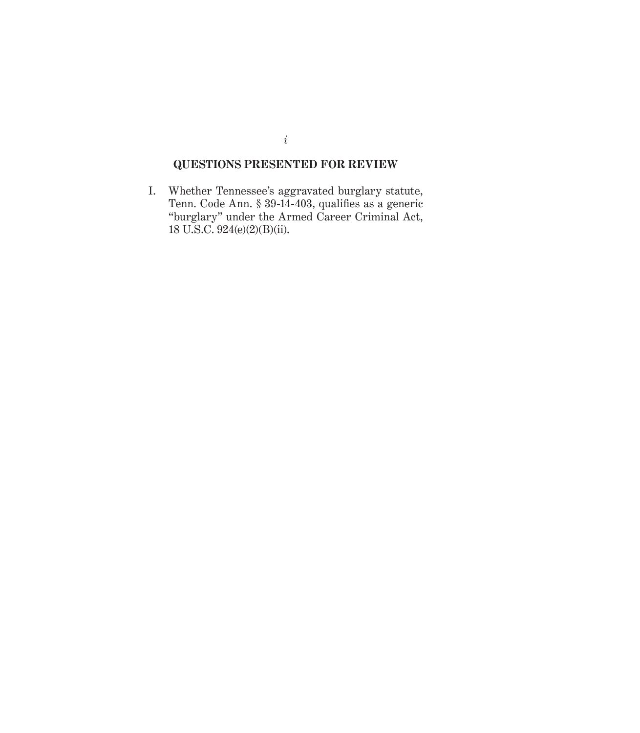## QUESTIONS PRESENTED FOR REVIEW

I. Whether Tennessee's aggravated burglary statute, Tenn. Code Ann. § 39-14-403, qualifies as a generic "burglary" under the Armed Career Criminal Act, 18 U.S.C. 924(e)(2)(B)(ii).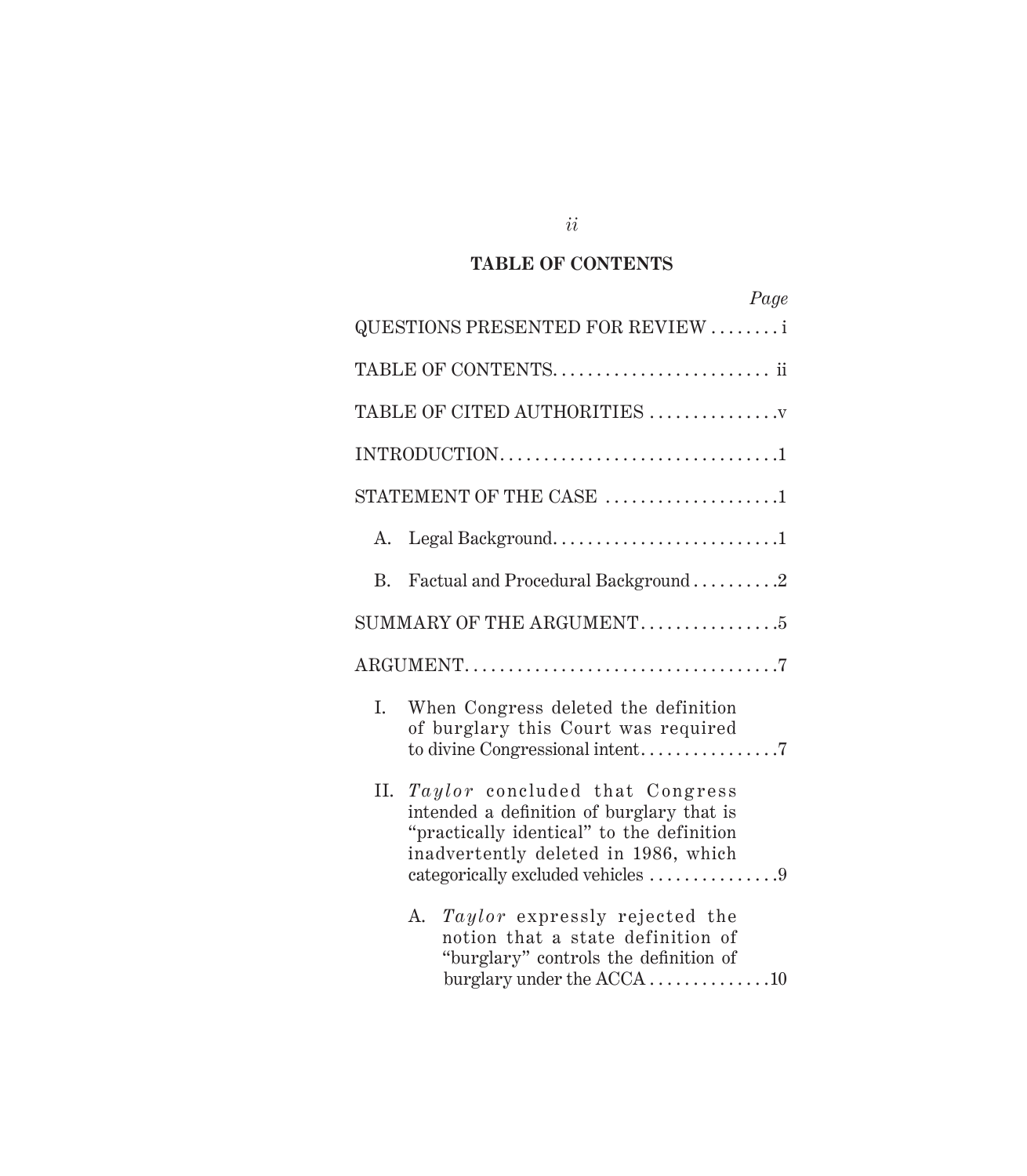## TABLE OF CONTENTS

| | Page |
|---|---|
| QUESTIONS PRESENTED FOR REVIEW | i |
| TABLE OF CONTENTS | ii |
| TABLE OF CITED AUTHORITIES | v |
| INTRODUCTION | 1 |
| STATEMENT OF THE CASE | 1 |
| A. Legal Background | 1 |
| B. Factual and Procedural Background | 2 |
| SUMMARY OF THE ARGUMENT | 5 |
| ARGUMENT | 7 |
| I. When Congress deleted the definition of burglary this Court was required to divine Congressional intent | 7 |
| II. *Taylor* concluded that Congress intended a definition of burglary that is "practically identical" to the definition inadvertently deleted in 1986, which categorically excluded vehicles | 9 |
| A. *Taylor* expressly rejected the notion that a state definition of "burglary" controls the definition of burglary under the ACCA | 10 |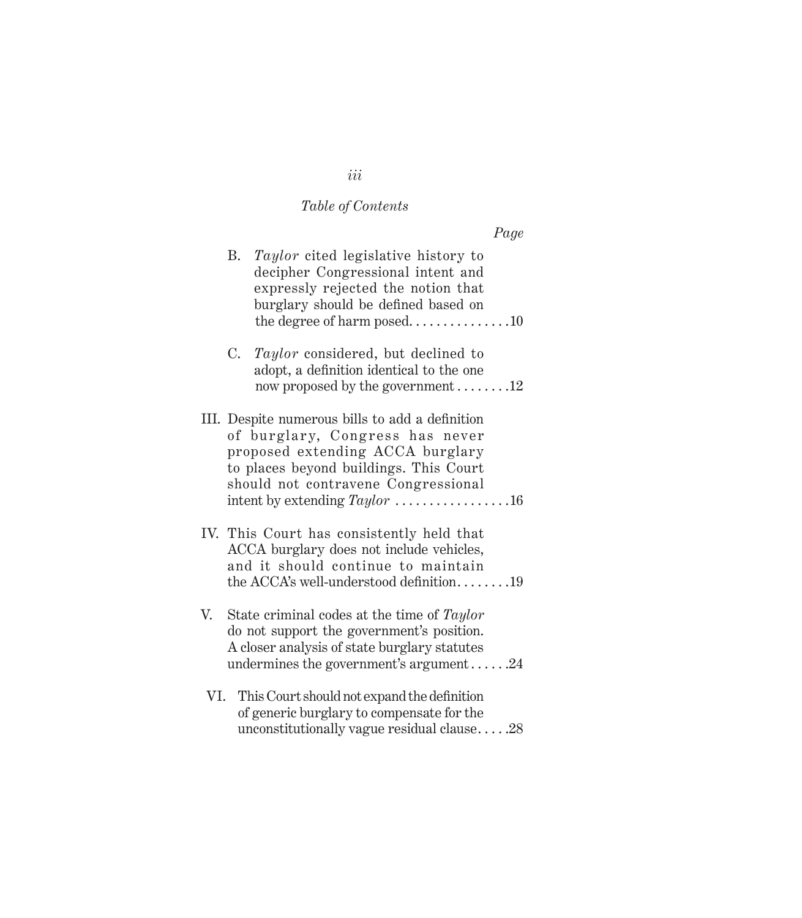*Table of Contents*

*Page*

B. *Taylor* cited legislative history to decipher Congressional intent and expressly rejected the notion that burglary should be defined based on the degree of harm posed. . . . . . . . . . . . . . . 10

C. *Taylor* considered, but declined to adopt, a definition identical to the one now proposed by the government . . . . . . . . 12

III. Despite numerous bills to add a definition of burglary, Congress has never proposed extending ACCA burglary to places beyond buildings. This Court should not contravene Congressional intent by extending *Taylor* . . . . . . . . . . . . . . . . . 16

IV. This Court has consistently held that ACCA burglary does not include vehicles, and it should continue to maintain the ACCA's well-understood definition. . . . . . . . 19

V. State criminal codes at the time of *Taylor* do not support the government's position. A closer analysis of state burglary statutes undermines the government's argument . . . . . . 24

VI. This Court should not expand the definition of generic burglary to compensate for the unconstitutionally vague residual clause. . . . . 28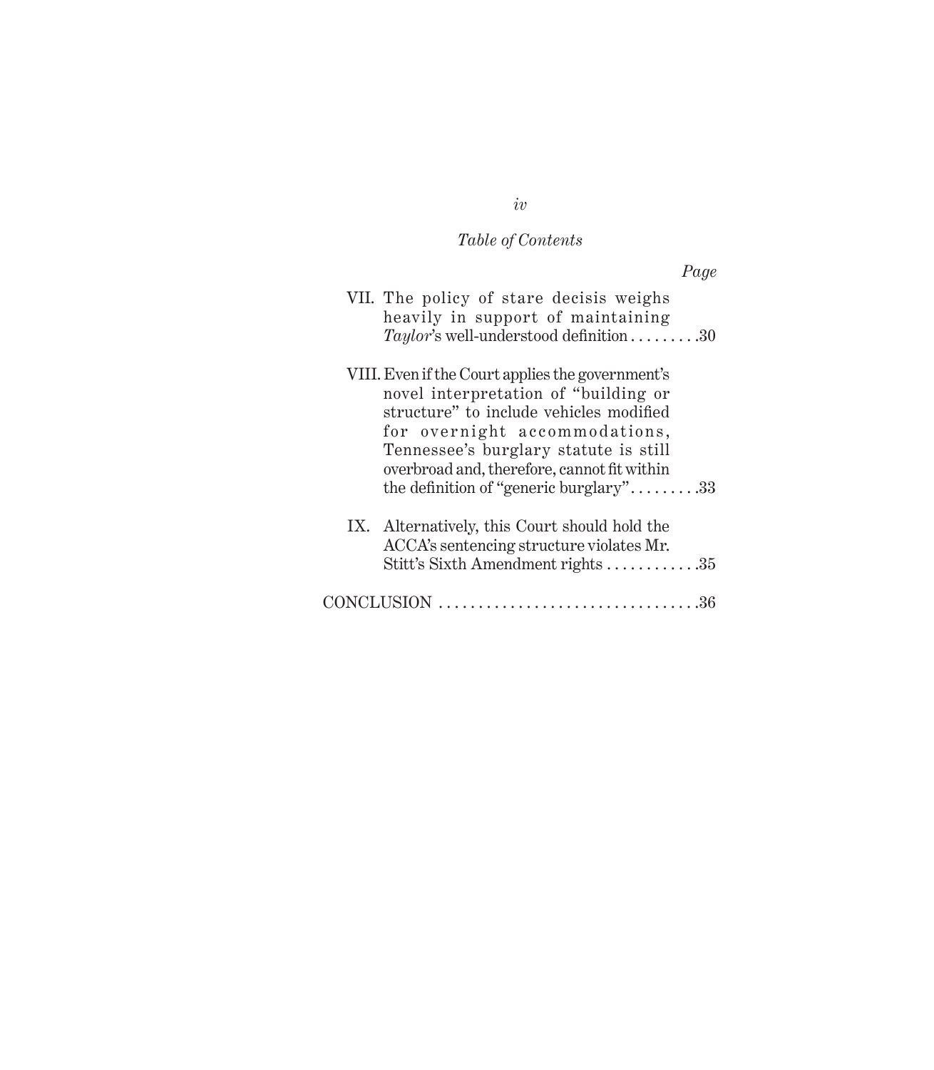*Table of Contents*

*Page*

VII. The policy of stare decisis weighs heavily in support of maintaining *Taylor*'s well-understood definition . . . . . . . . .30

VIII. Even if the Court applies the government's novel interpretation of "building or structure" to include vehicles modified for overnight accommodations, Tennessee's burglary statute is still overbroad and, therefore, cannot fit within the definition of "generic burglary" . . . . . . . . .33

IX. Alternatively, this Court should hold the ACCA's sentencing structure violates Mr. Stitt's Sixth Amendment rights . . . . . . . . . . . .35

CONCLUSION . . . . . . . . . . . . . . . . . . . . . . . . . . . . . . . . .36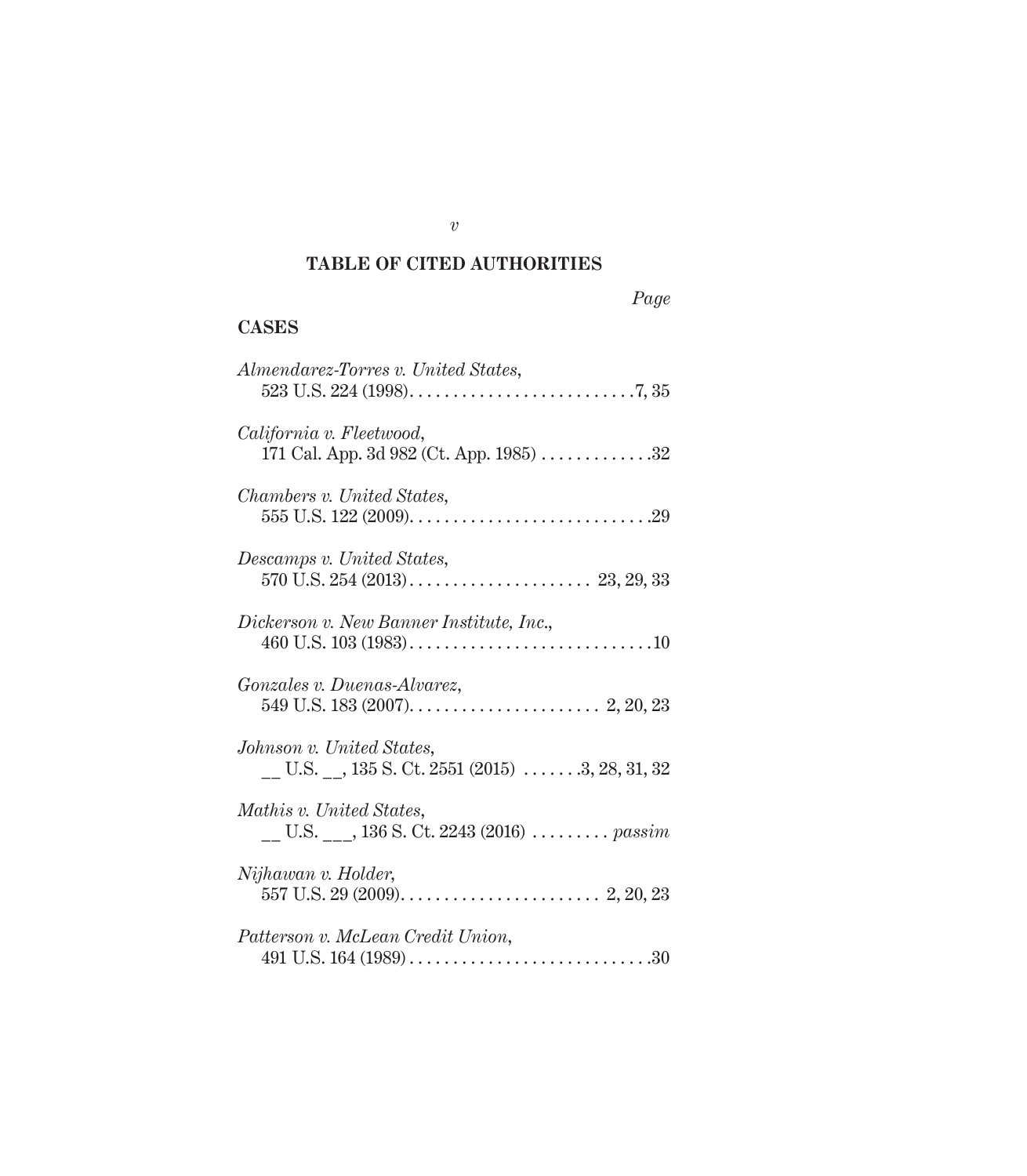## TABLE OF CITED AUTHORITIES

*Page*

### CASES

*Almendarez-Torres v. United States*,
523 U.S. 224 (1998)...........................7, 35

*California v. Fleetwood*,
171 Cal. App. 3d 982 (Ct. App. 1985) .............32

*Chambers v. United States*,
555 U.S. 122 (2009)............................29

*Descamps v. United States*,
570 U.S. 254 (2013)..................... 23, 29, 33

*Dickerson v. New Banner Institute, Inc.*,
460 U.S. 103 (1983)............................10

*Gonzales v. Duenas-Alvarez*,
549 U.S. 183 (2007)...................... 2, 20, 23

*Johnson v. United States*,
__ U.S. __, 135 S. Ct. 2551 (2015) .......3, 28, 31, 32

*Mathis v. United States*,
__ U.S. ___, 136 S. Ct. 2243 (2016) ......... *passim*

*Nijhawan v. Holder*,
557 U.S. 29 (2009)....................... 2, 20, 23

*Patterson v. McLean Credit Union*,
491 U.S. 164 (1989)............................30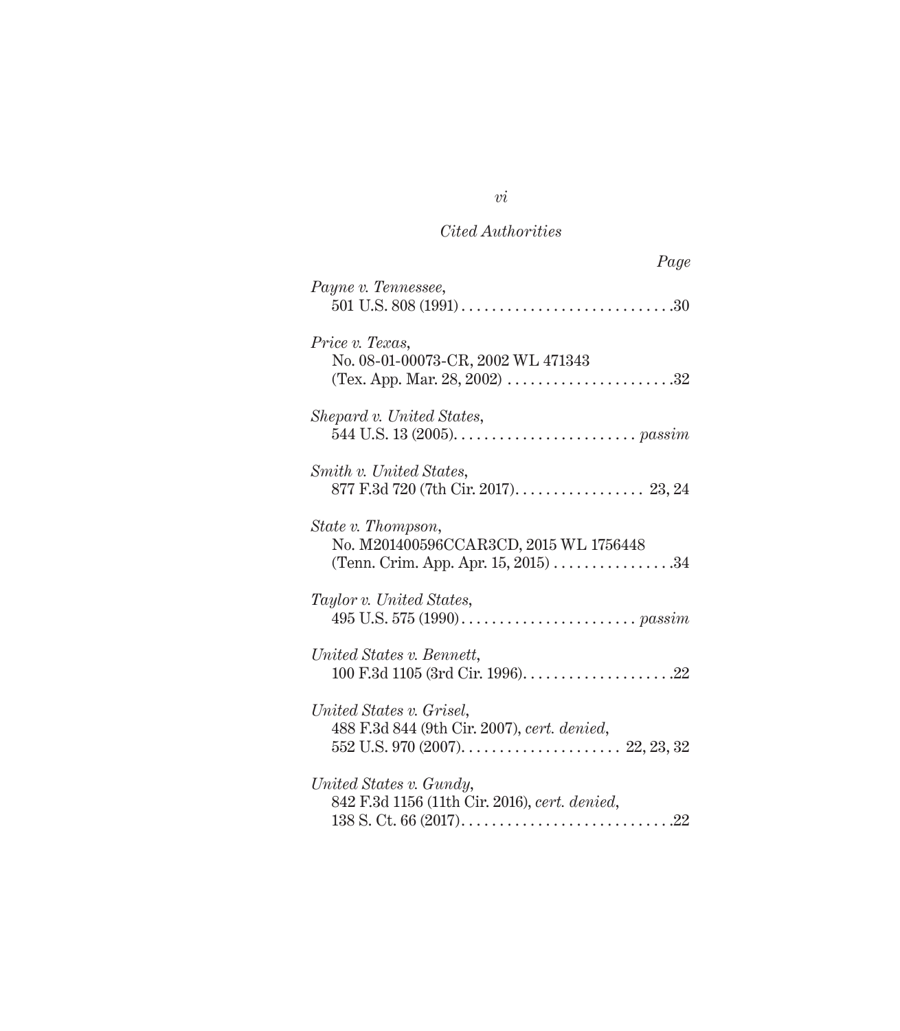*Cited Authorities*

*Page*

*Payne v. Tennessee*,
501 U.S. 808 (1991) . . . . . . . . . . . . . . . . . . . . . . . . . . . . .30

*Price v. Texas*,
No. 08-01-00073-CR, 2002 WL 471343
(Tex. App. Mar. 28, 2002) . . . . . . . . . . . . . . . . . . . . . .32

*Shepard v. United States*,
544 U.S. 13 (2005). . . . . . . . . . . . . . . . . . . . . . . . *passim*

*Smith v. United States*,
877 F.3d 720 (7th Cir. 2017). . . . . . . . . . . . . . . . . 23, 24

*State v. Thompson*,
No. M201400596CCAR3CD, 2015 WL 1756448
(Tenn. Crim. App. Apr. 15, 2015) . . . . . . . . . . . . . . . .34

*Taylor v. United States*,
495 U.S. 575 (1990) . . . . . . . . . . . . . . . . . . . . . . . *passim*

*United States v. Bennett*,
100 F.3d 1105 (3rd Cir. 1996). . . . . . . . . . . . . . . . . . . .22

*United States v. Grisel*,
488 F.3d 844 (9th Cir. 2007), *cert. denied*,
552 U.S. 970 (2007). . . . . . . . . . . . . . . . . . . . . 22, 23, 32

*United States v. Gundy*,
842 F.3d 1156 (11th Cir. 2016), *cert. denied*,
138 S. Ct. 66 (2017). . . . . . . . . . . . . . . . . . . . . . . . . . . .22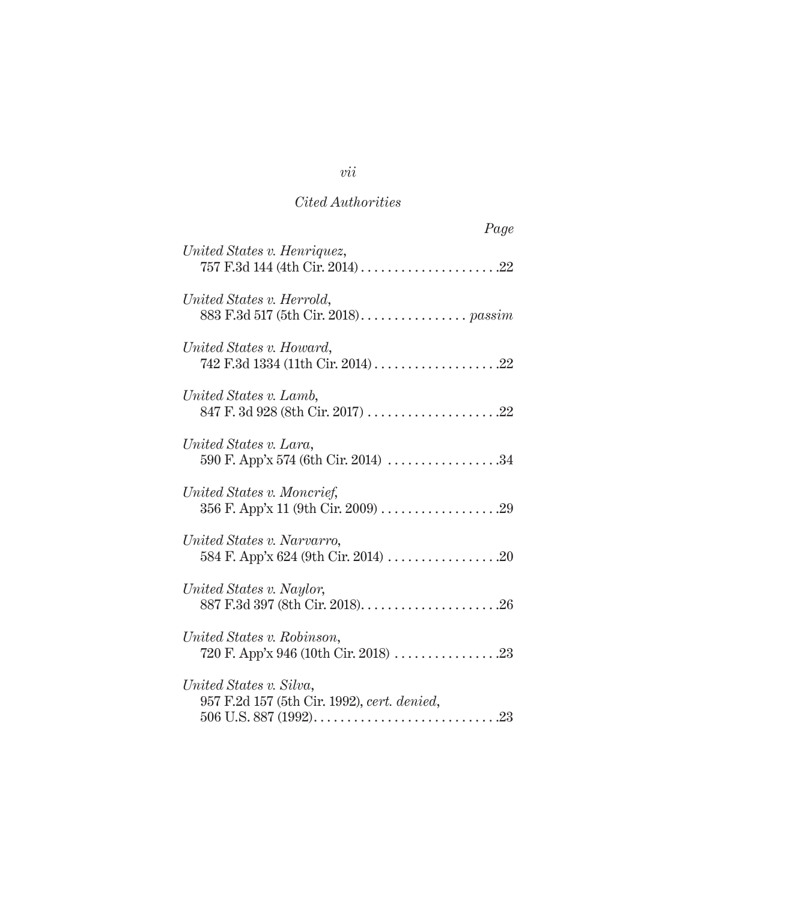*Cited Authorities*

*Page*

*United States v. Henriquez*,
757 F.3d 144 (4th Cir. 2014) . . . . . . . . . . . . . . . . . . . . .22

*United States v. Herrold*,
883 F.3d 517 (5th Cir. 2018). . . . . . . . . . . . . . . . *passim*

*United States v. Howard*,
742 F.3d 1334 (11th Cir. 2014) . . . . . . . . . . . . . . . . . . .22

*United States v. Lamb*,
847 F. 3d 928 (8th Cir. 2017) . . . . . . . . . . . . . . . . . . . .22

*United States v. Lara*,
590 F. App'x 574 (6th Cir. 2014) . . . . . . . . . . . . . . . . .34

*United States v. Moncrief*,
356 F. App'x 11 (9th Cir. 2009) . . . . . . . . . . . . . . . . . .29

*United States v. Narvarro*,
584 F. App'x 624 (9th Cir. 2014) . . . . . . . . . . . . . . . . .20

*United States v. Naylor*,
887 F.3d 397 (8th Cir. 2018). . . . . . . . . . . . . . . . . . . . .26

*United States v. Robinson*,
720 F. App'x 946 (10th Cir. 2018) . . . . . . . . . . . . . . . .23

*United States v. Silva*,
957 F.2d 157 (5th Cir. 1992), *cert. denied*,
506 U.S. 887 (1992). . . . . . . . . . . . . . . . . . . . . . . . . . . .23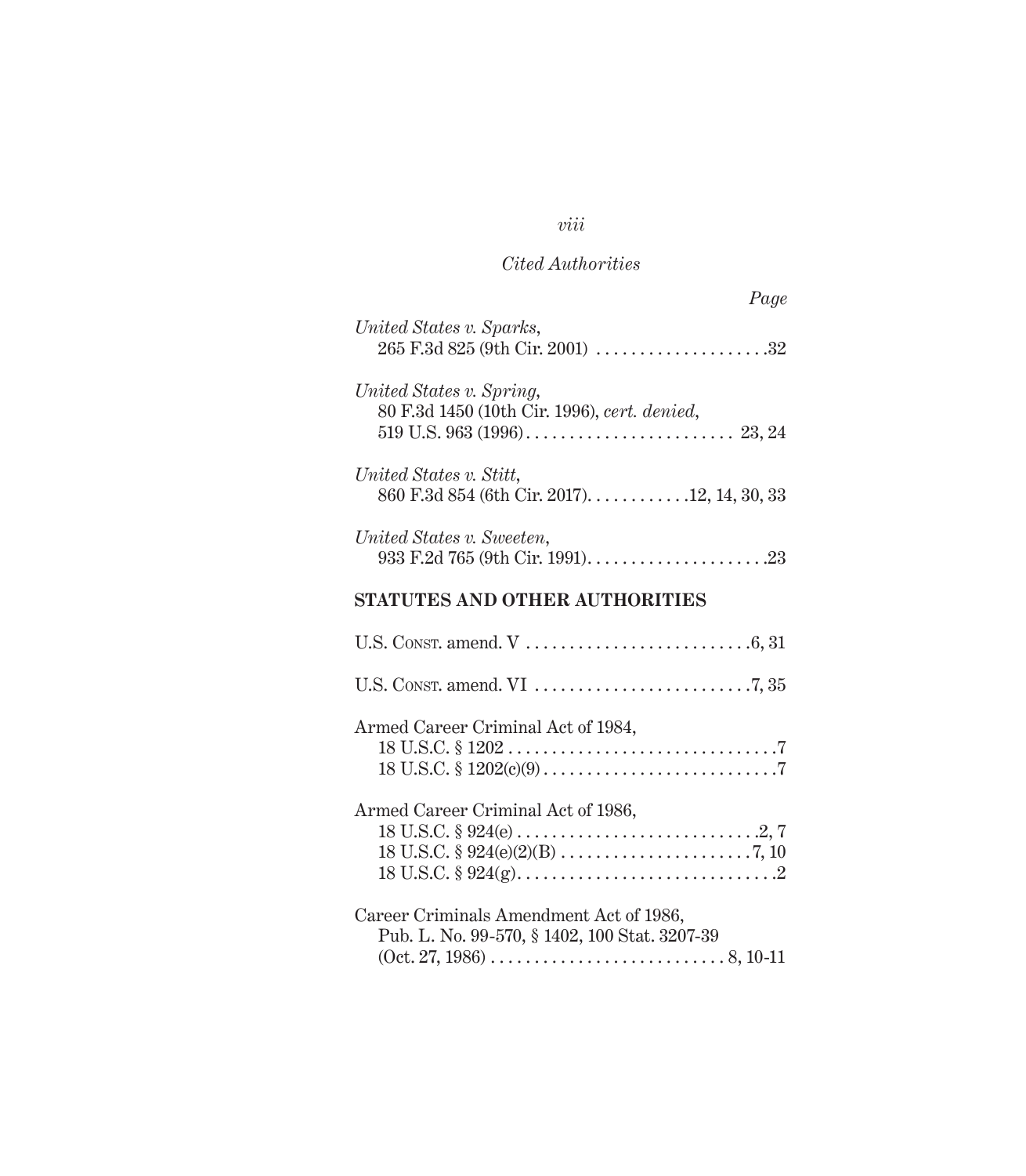*Cited Authorities*

*Page*

*United States v. Sparks*,
265 F.3d 825 (9th Cir. 2001) . . . . . . . . . . . . . . . . . . . .32

*United States v. Spring*,
80 F.3d 1450 (10th Cir. 1996), *cert. denied*,
519 U.S. 963 (1996) . . . . . . . . . . . . . . . . . . . . . . . . 23, 24

*United States v. Stitt*,
860 F.3d 854 (6th Cir. 2017). . . . . . . . . . . .12, 14, 30, 33

*United States v. Sweeten*,
933 F.2d 765 (9th Cir. 1991). . . . . . . . . . . . . . . . . . . . .23

**STATUTES AND OTHER AUTHORITIES**

U.S. Const. amend. V . . . . . . . . . . . . . . . . . . . . . . . . . .6, 31

U.S. Const. amend. VI . . . . . . . . . . . . . . . . . . . . . . . . .7, 35

Armed Career Criminal Act of 1984,
18 U.S.C. § 1202 . . . . . . . . . . . . . . . . . . . . . . . . . . . . . . .7
18 U.S.C. § 1202(c)(9) . . . . . . . . . . . . . . . . . . . . . . . . . . .7

Armed Career Criminal Act of 1986,
18 U.S.C. § 924(e) . . . . . . . . . . . . . . . . . . . . . . . . . . . .2, 7
18 U.S.C. § 924(e)(2)(B) . . . . . . . . . . . . . . . . . . . . . . 7, 10
18 U.S.C. § 924(g). . . . . . . . . . . . . . . . . . . . . . . . . . . . . .2

Career Criminals Amendment Act of 1986,
Pub. L. No. 99-570, § 1402, 100 Stat. 3207-39
(Oct. 27, 1986) . . . . . . . . . . . . . . . . . . . . . . . . . . 8, 10-11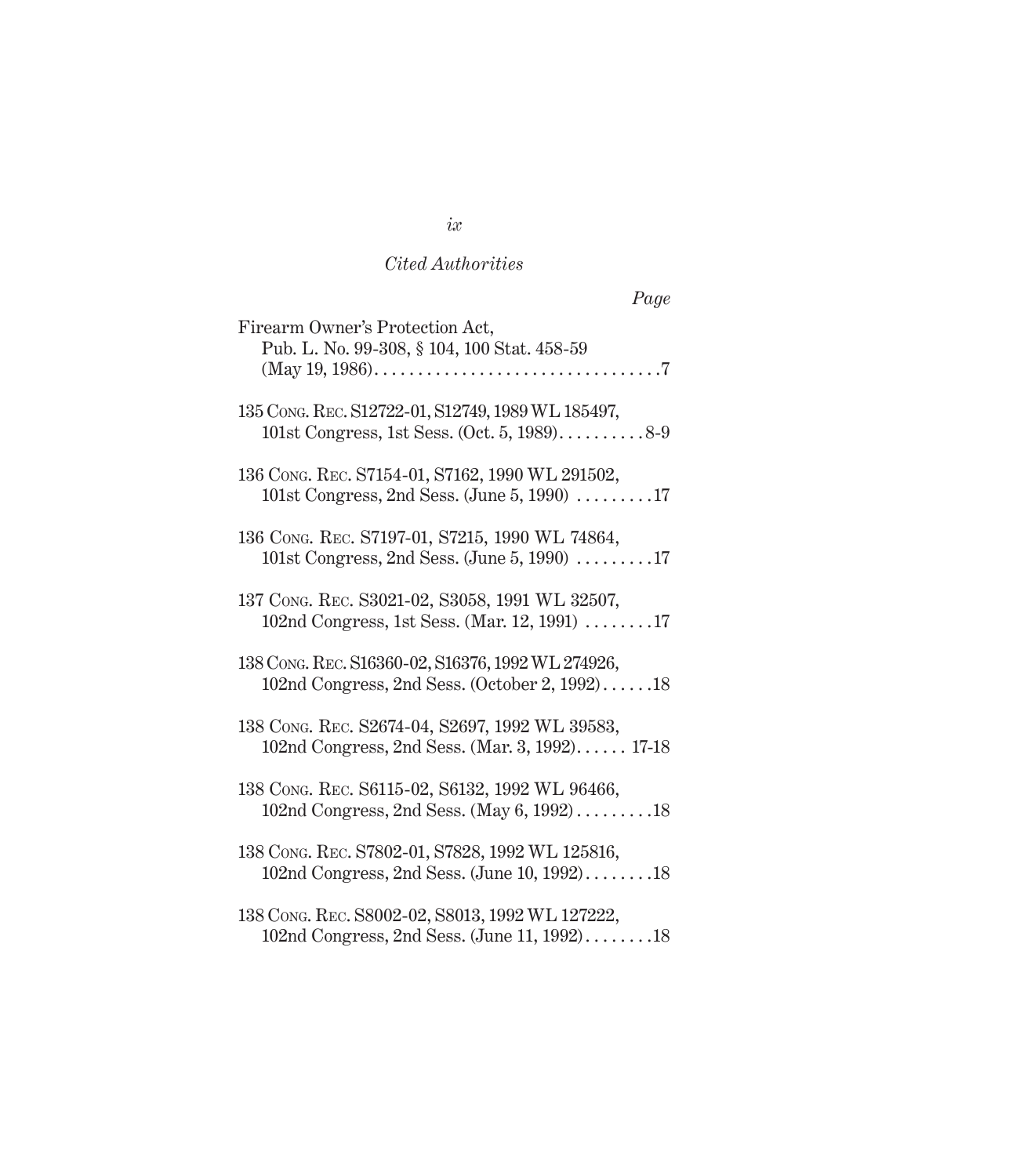*Cited Authorities*

*Page*

Firearm Owner's Protection Act,
Pub. L. No. 99-308, § 104, 100 Stat. 458-59
(May 19, 1986) . . . . . . . . . . . . . . . . . . . . . . . . . . . . . . . . . 7

135 Cong. Rec. S12722-01, S12749, 1989 WL 185497,
101st Congress, 1st Sess. (Oct. 5, 1989) . . . . . . . . . . 8-9

136 Cong. Rec. S7154-01, S7162, 1990 WL 291502,
101st Congress, 2nd Sess. (June 5, 1990) . . . . . . . . . 17

136 Cong. Rec. S7197-01, S7215, 1990 WL 74864,
101st Congress, 2nd Sess. (June 5, 1990) . . . . . . . . . 17

137 Cong. Rec. S3021-02, S3058, 1991 WL 32507,
102nd Congress, 1st Sess. (Mar. 12, 1991) . . . . . . . . 17

138 Cong. Rec. S16360-02, S16376, 1992 WL 274926,
102nd Congress, 2nd Sess. (October 2, 1992) . . . . . . 18

138 Cong. Rec. S2674-04, S2697, 1992 WL 39583,
102nd Congress, 2nd Sess. (Mar. 3, 1992) . . . . . . 17-18

138 Cong. Rec. S6115-02, S6132, 1992 WL 96466,
102nd Congress, 2nd Sess. (May 6, 1992) . . . . . . . . . 18

138 Cong. Rec. S7802-01, S7828, 1992 WL 125816,
102nd Congress, 2nd Sess. (June 10, 1992) . . . . . . . . 18

138 Cong. Rec. S8002-02, S8013, 1992 WL 127222,
102nd Congress, 2nd Sess. (June 11, 1992) . . . . . . . . 18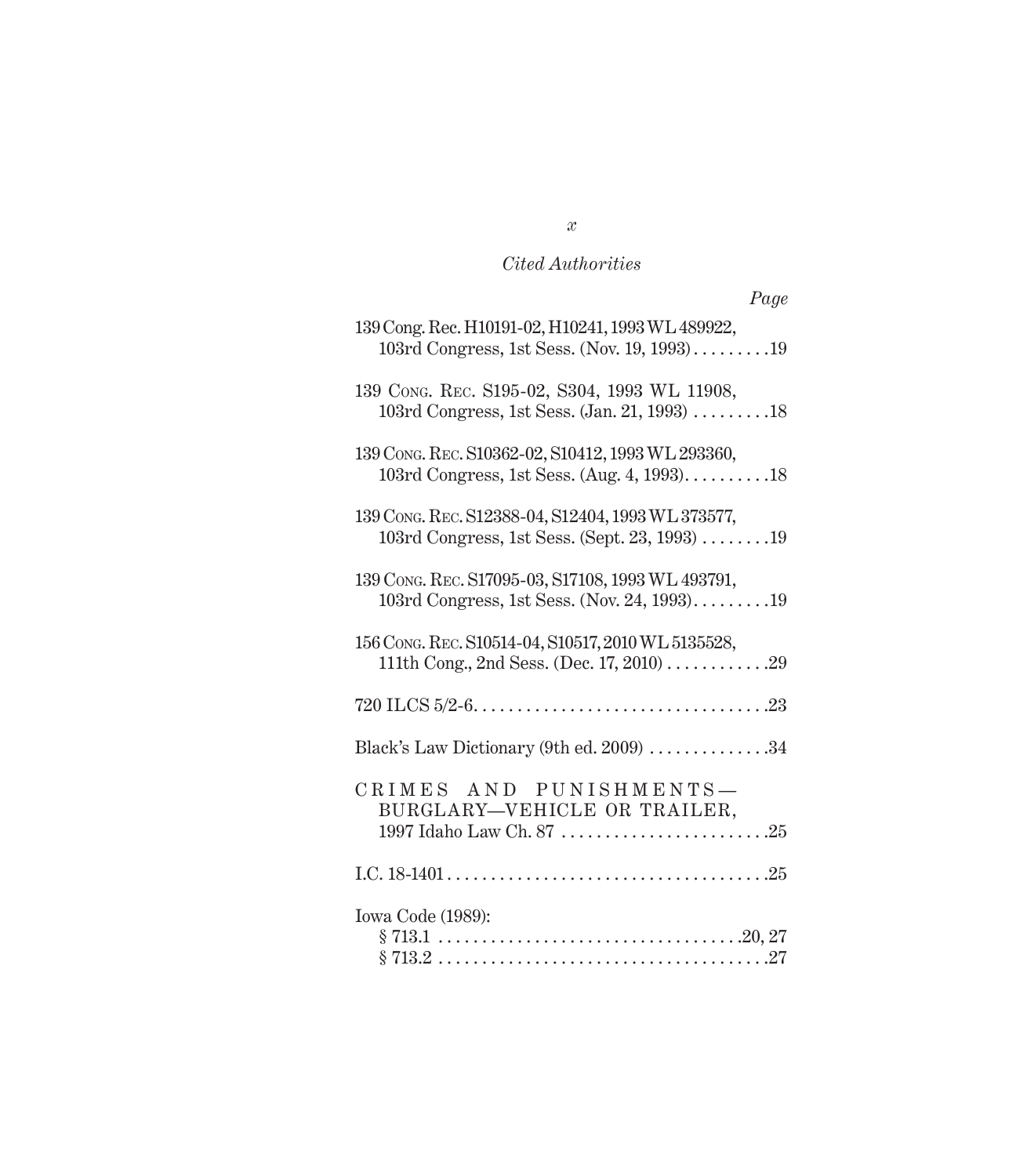*Cited Authorities*

*Page*

139 Cong. Rec. H10191-02, H10241, 1993 WL 489922, 103rd Congress, 1st Sess. (Nov. 19, 1993) . . . . . . . . .19

139 Cong. Rec. S195-02, S304, 1993 WL 11908, 103rd Congress, 1st Sess. (Jan. 21, 1993) . . . . . . . . .18

139 Cong. Rec. S10362-02, S10412, 1993 WL 293360, 103rd Congress, 1st Sess. (Aug. 4, 1993). . . . . . . . . .18

139 Cong. Rec. S12388-04, S12404, 1993 WL 373577, 103rd Congress, 1st Sess. (Sept. 23, 1993) . . . . . . . .19

139 Cong. Rec. S17095-03, S17108, 1993 WL 493791, 103rd Congress, 1st Sess. (Nov. 24, 1993). . . . . . . . .19

156 Cong. Rec. S10514-04, S10517, 2010 WL 5135528, 111th Cong., 2nd Sess. (Dec. 17, 2010) . . . . . . . . . . . .29

720 ILCS 5/2-6. . . . . . . . . . . . . . . . . . . . . . . . . . . . . . . . . .23

Black's Law Dictionary (9th ed. 2009) . . . . . . . . . . . . . .34

CRIMES AND PUNISHMENTS—BURGLARY—VEHICLE OR TRAILER, 1997 Idaho Law Ch. 87 . . . . . . . . . . . . . . . . . . . . . . . .25

I.C. 18-1401 . . . . . . . . . . . . . . . . . . . . . . . . . . . . . . . . . . . . .25

Iowa Code (1989):
§ 713.1 . . . . . . . . . . . . . . . . . . . . . . . . . . . . . . . . . . .20, 27
§ 713.2 . . . . . . . . . . . . . . . . . . . . . . . . . . . . . . . . . . . . . .27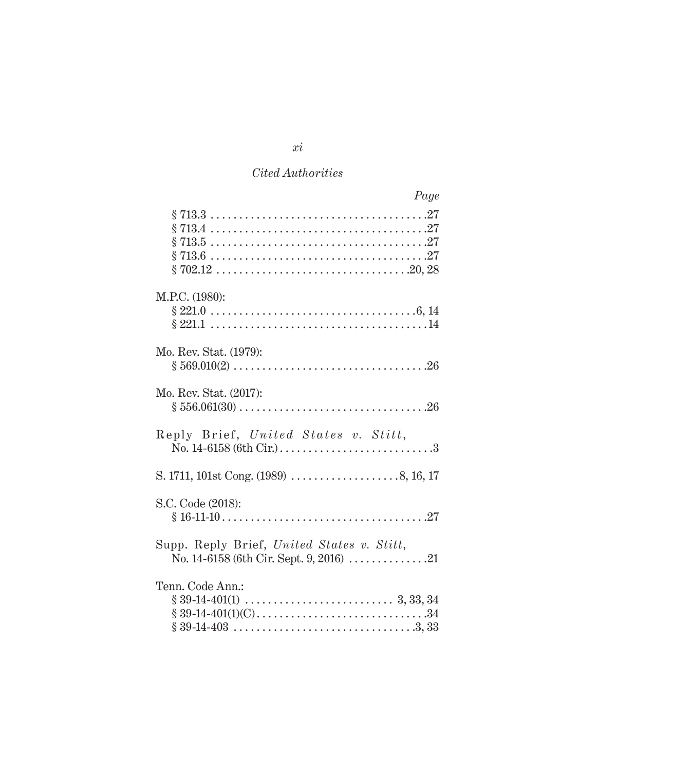*Cited Authorities*

*Page*

§ 713.3 . . . . . . . . . . . . . . . . . . . . . . . . . . . . . . . . . . . . . .27
§ 713.4 . . . . . . . . . . . . . . . . . . . . . . . . . . . . . . . . . . . . . .27
§ 713.5 . . . . . . . . . . . . . . . . . . . . . . . . . . . . . . . . . . . . . .27
§ 713.6 . . . . . . . . . . . . . . . . . . . . . . . . . . . . . . . . . . . . . .27
§ 702.12 . . . . . . . . . . . . . . . . . . . . . . . . . . . . . . . . .20, 28

M.P.C. (1980):
§ 221.0 . . . . . . . . . . . . . . . . . . . . . . . . . . . . . . . . . . . .6, 14
§ 221.1 . . . . . . . . . . . . . . . . . . . . . . . . . . . . . . . . . . . . . .14

Mo. Rev. Stat. (1979):
§ 569.010(2) . . . . . . . . . . . . . . . . . . . . . . . . . . . . . . . . . .26

Mo. Rev. Stat. (2017):
§ 556.061(30) . . . . . . . . . . . . . . . . . . . . . . . . . . . . . . . . .26

Reply Brief, *United States v. Stitt*, No. 14-6158 (6th Cir.) . . . . . . . . . . . . . . . . . . . . . . . . . . .3

S. 1711, 101st Cong. (1989) . . . . . . . . . . . . . . . . . . . .8, 16, 17

S.C. Code (2018):
§ 16-11-10 . . . . . . . . . . . . . . . . . . . . . . . . . . . . . . . . . . . .27

Supp. Reply Brief, *United States v. Stitt*, No. 14-6158 (6th Cir. Sept. 9, 2016) . . . . . . . . . . . . . .21

Tenn. Code Ann.:
§ 39-14-401(1) . . . . . . . . . . . . . . . . . . . . . . . . . . 3, 33, 34
§ 39-14-401(1)(C) . . . . . . . . . . . . . . . . . . . . . . . . . . . . . .34
§ 39-14-403 . . . . . . . . . . . . . . . . . . . . . . . . . . . . . . . .3, 33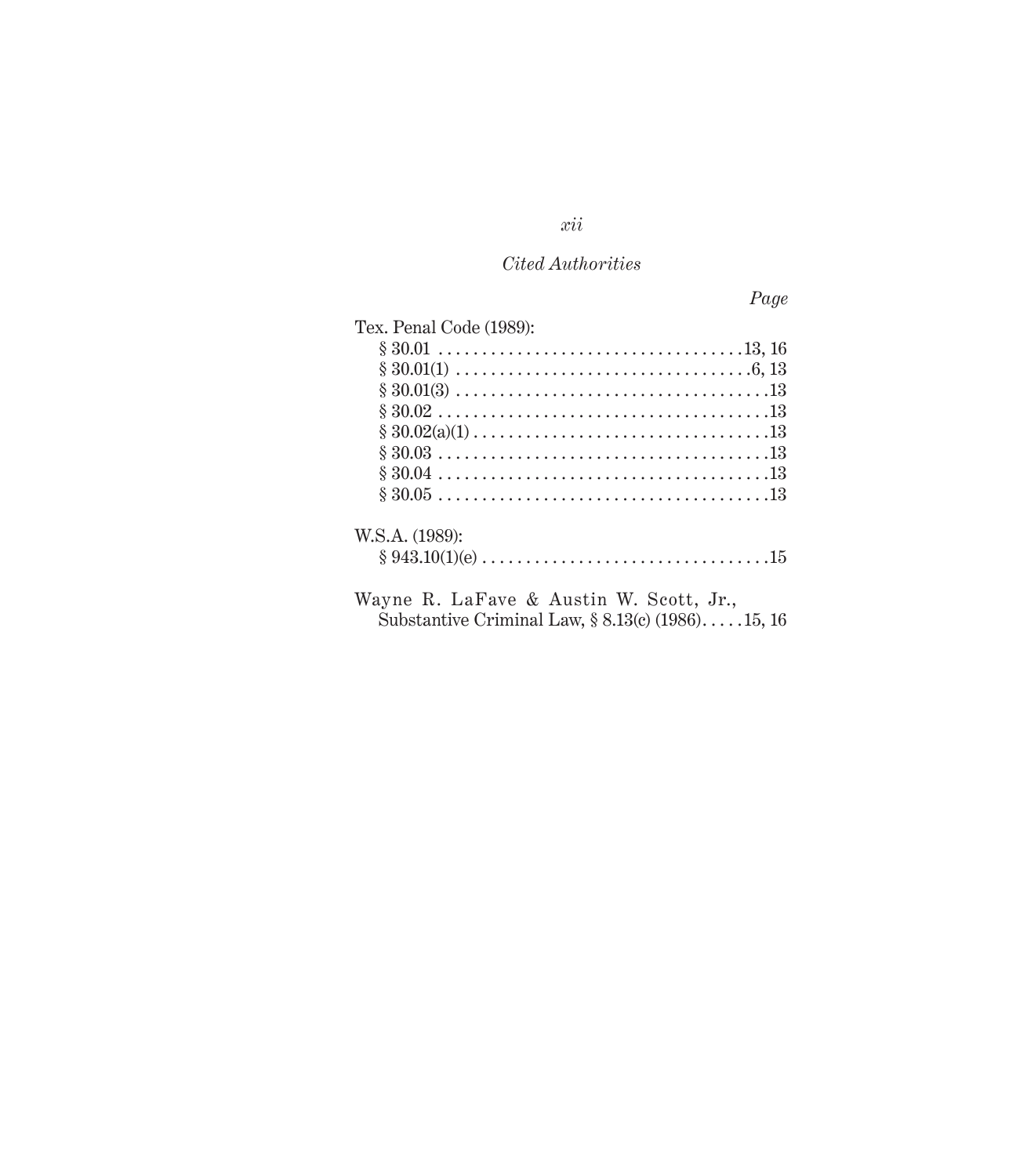*Cited Authorities*

*Page*

Tex. Penal Code (1989):

§ 30.01 . . . . . . . . . . . . . . . . . . . . . . . . . . . . . . . . . . .13, 16

§ 30.01(1) . . . . . . . . . . . . . . . . . . . . . . . . . . . . . . . . . .6, 13

§ 30.01(3) . . . . . . . . . . . . . . . . . . . . . . . . . . . . . . . . . . . .13

§ 30.02 . . . . . . . . . . . . . . . . . . . . . . . . . . . . . . . . . . . . . .13

§ 30.02(a)(1) . . . . . . . . . . . . . . . . . . . . . . . . . . . . . . . . . .13

§ 30.03 . . . . . . . . . . . . . . . . . . . . . . . . . . . . . . . . . . . . . .13

§ 30.04 . . . . . . . . . . . . . . . . . . . . . . . . . . . . . . . . . . . . . .13

§ 30.05 . . . . . . . . . . . . . . . . . . . . . . . . . . . . . . . . . . . . . .13

W.S.A. (1989):

§ 943.10(1)(e) . . . . . . . . . . . . . . . . . . . . . . . . . . . . . . . . .15

Wayne R. LaFave & Austin W. Scott, Jr., Substantive Criminal Law, § 8.13(c) (1986). . . . .15, 16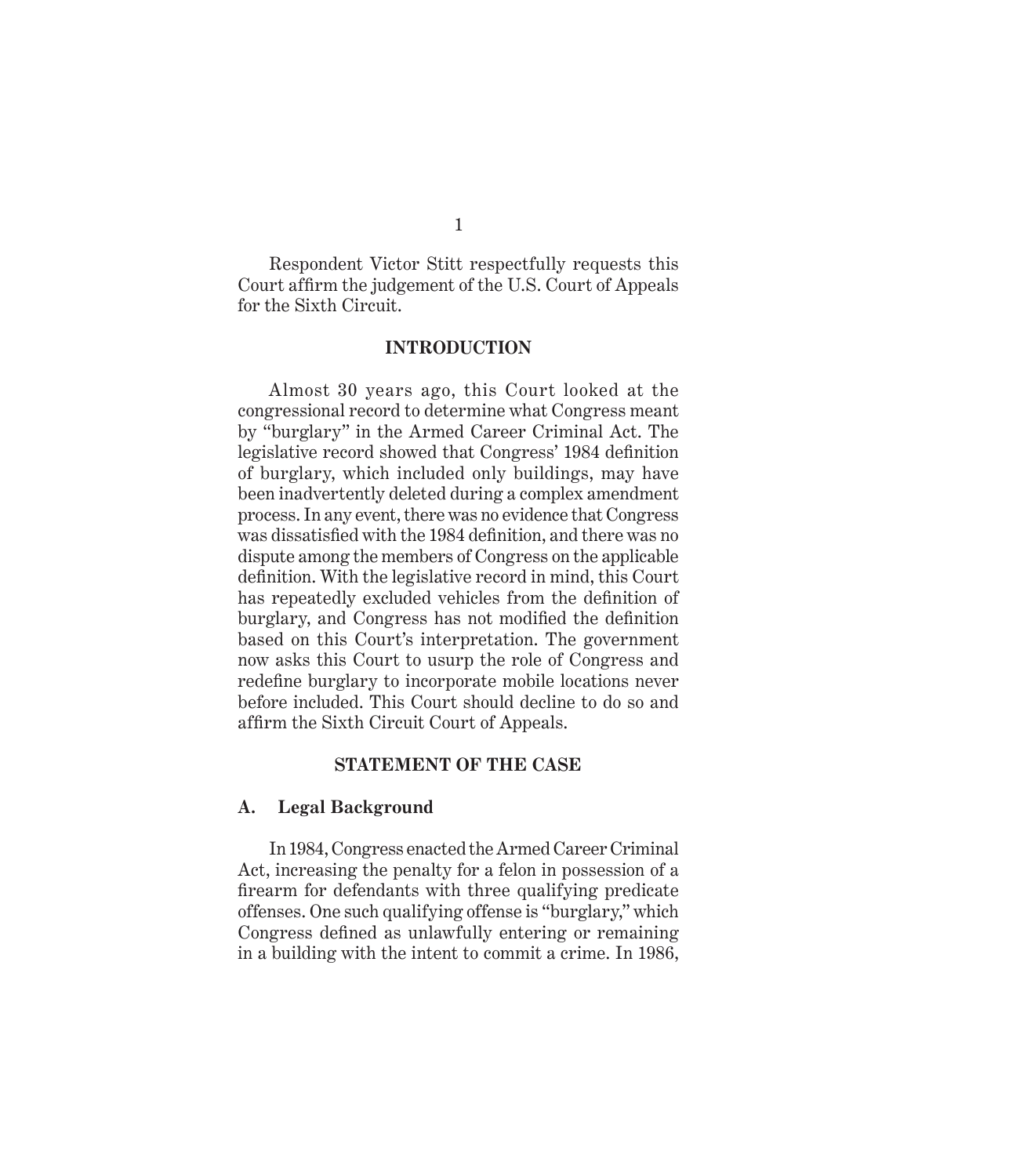Respondent Victor Stitt respectfully requests this Court affirm the judgement of the U.S. Court of Appeals for the Sixth Circuit.

## INTRODUCTION

Almost 30 years ago, this Court looked at the congressional record to determine what Congress meant by "burglary" in the Armed Career Criminal Act. The legislative record showed that Congress' 1984 definition of burglary, which included only buildings, may have been inadvertently deleted during a complex amendment process. In any event, there was no evidence that Congress was dissatisfied with the 1984 definition, and there was no dispute among the members of Congress on the applicable definition. With the legislative record in mind, this Court has repeatedly excluded vehicles from the definition of burglary, and Congress has not modified the definition based on this Court's interpretation. The government now asks this Court to usurp the role of Congress and redefine burglary to incorporate mobile locations never before included. This Court should decline to do so and affirm the Sixth Circuit Court of Appeals.

## STATEMENT OF THE CASE

### A. Legal Background

In 1984, Congress enacted the Armed Career Criminal Act, increasing the penalty for a felon in possession of a firearm for defendants with three qualifying predicate offenses. One such qualifying offense is "burglary," which Congress defined as unlawfully entering or remaining in a building with the intent to commit a crime. In 1986,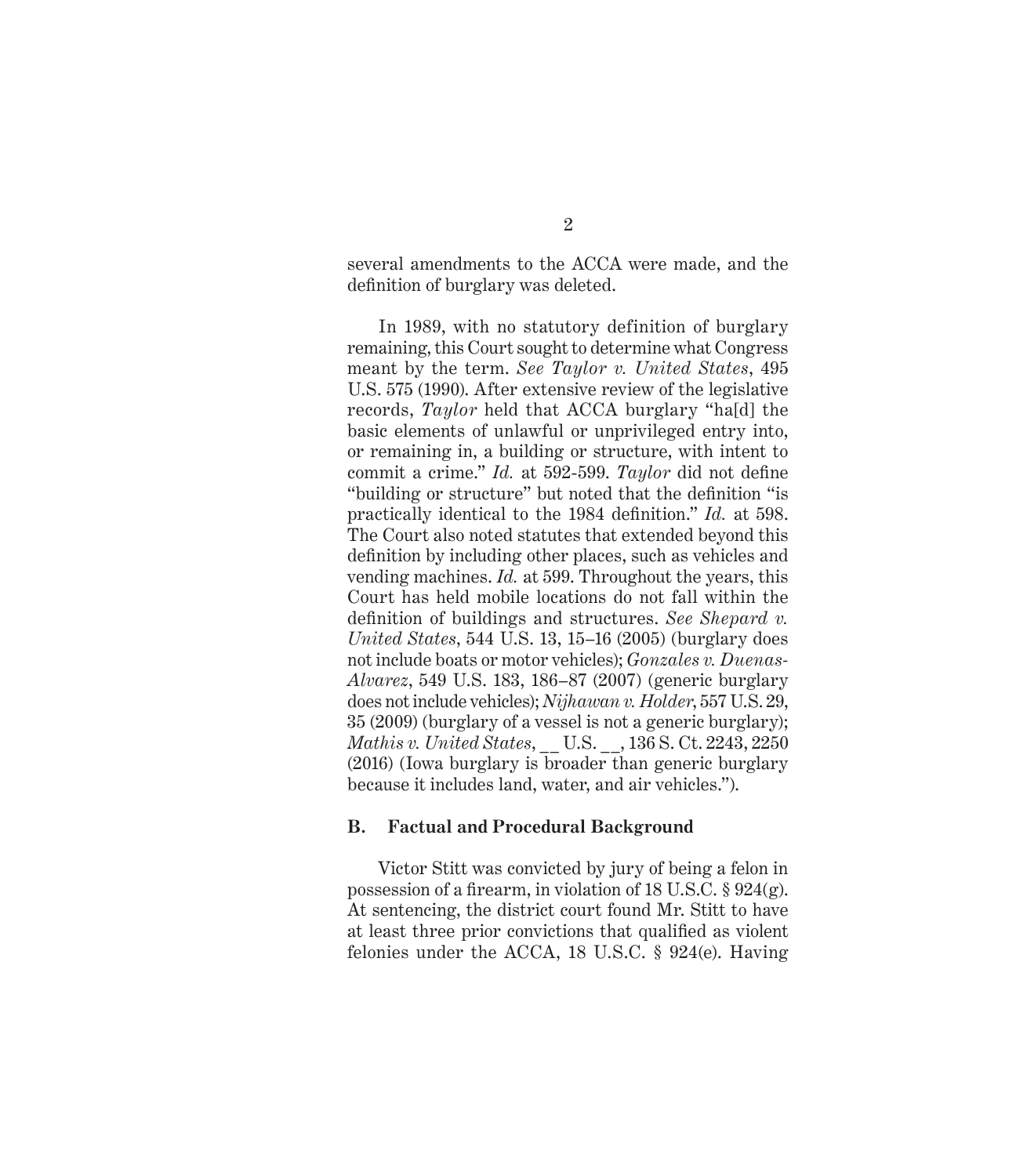several amendments to the ACCA were made, and the definition of burglary was deleted.

In 1989, with no statutory definition of burglary remaining, this Court sought to determine what Congress meant by the term. *See Taylor v. United States*, 495 U.S. 575 (1990). After extensive review of the legislative records, *Taylor* held that ACCA burglary "ha[d] the basic elements of unlawful or unprivileged entry into, or remaining in, a building or structure, with intent to commit a crime." *Id.* at 592-599. *Taylor* did not define "building or structure" but noted that the definition "is practically identical to the 1984 definition." *Id.* at 598. The Court also noted statutes that extended beyond this definition by including other places, such as vehicles and vending machines. *Id.* at 599. Throughout the years, this Court has held mobile locations do not fall within the definition of buildings and structures. *See Shepard v. United States*, 544 U.S. 13, 15–16 (2005) (burglary does not include boats or motor vehicles); *Gonzales v. Duenas-Alvarez*, 549 U.S. 183, 186–87 (2007) (generic burglary does not include vehicles); *Nijhawan v. Holder*, 557 U.S. 29, 35 (2009) (burglary of a vessel is not a generic burglary); *Mathis v. United States*, __ U.S. __, 136 S. Ct. 2243, 2250 (2016) (Iowa burglary is broader than generic burglary because it includes land, water, and air vehicles.").

**B. Factual and Procedural Background**

Victor Stitt was convicted by jury of being a felon in possession of a firearm, in violation of 18 U.S.C. § 924(g). At sentencing, the district court found Mr. Stitt to have at least three prior convictions that qualified as violent felonies under the ACCA, 18 U.S.C. § 924(e). Having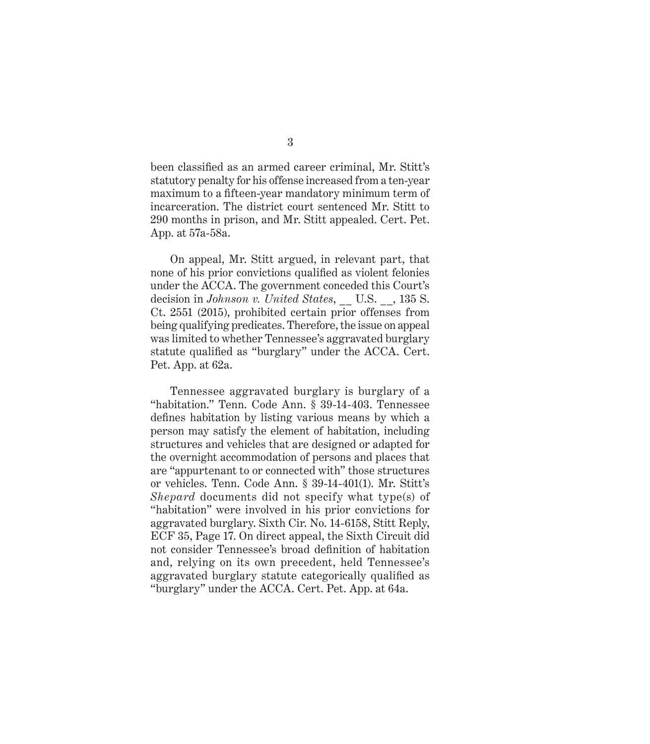been classified as an armed career criminal, Mr. Stitt's statutory penalty for his offense increased from a ten-year maximum to a fifteen-year mandatory minimum term of incarceration. The district court sentenced Mr. Stitt to 290 months in prison, and Mr. Stitt appealed. Cert. Pet. App. at 57a-58a.

On appeal, Mr. Stitt argued, in relevant part, that none of his prior convictions qualified as violent felonies under the ACCA. The government conceded this Court's decision in *Johnson v. United States*, __ U.S. __, 135 S. Ct. 2551 (2015), prohibited certain prior offenses from being qualifying predicates. Therefore, the issue on appeal was limited to whether Tennessee's aggravated burglary statute qualified as "burglary" under the ACCA. Cert. Pet. App. at 62a.

Tennessee aggravated burglary is burglary of a "habitation." Tenn. Code Ann. § 39-14-403. Tennessee defines habitation by listing various means by which a person may satisfy the element of habitation, including structures and vehicles that are designed or adapted for the overnight accommodation of persons and places that are "appurtenant to or connected with" those structures or vehicles. Tenn. Code Ann. § 39-14-401(1). Mr. Stitt's *Shepard* documents did not specify what type(s) of "habitation" were involved in his prior convictions for aggravated burglary. Sixth Cir. No. 14-6158, Stitt Reply, ECF 35, Page 17. On direct appeal, the Sixth Circuit did not consider Tennessee's broad definition of habitation and, relying on its own precedent, held Tennessee's aggravated burglary statute categorically qualified as "burglary" under the ACCA. Cert. Pet. App. at 64a.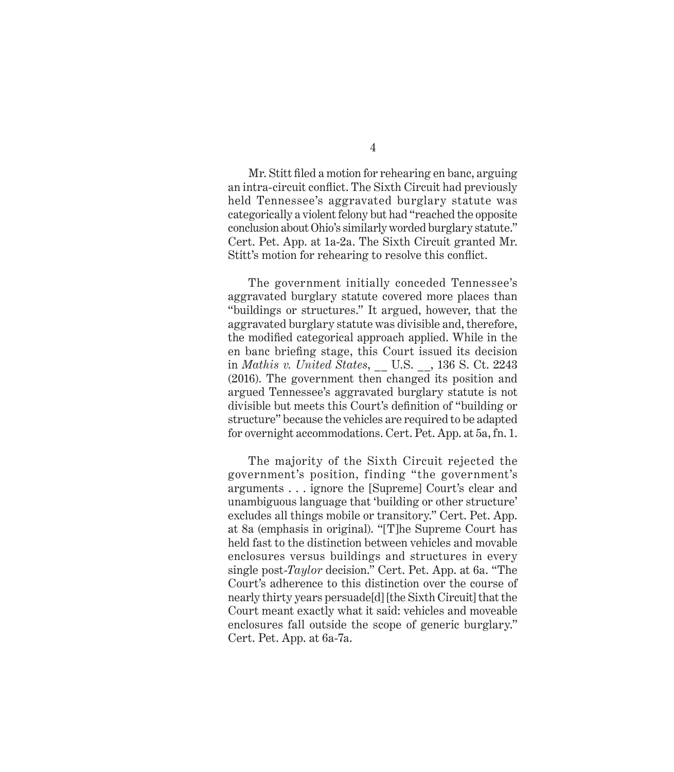Mr. Stitt filed a motion for rehearing en banc, arguing an intra-circuit conflict. The Sixth Circuit had previously held Tennessee's aggravated burglary statute was categorically a violent felony but had "reached the opposite conclusion about Ohio's similarly worded burglary statute." Cert. Pet. App. at 1a-2a. The Sixth Circuit granted Mr. Stitt's motion for rehearing to resolve this conflict.

The government initially conceded Tennessee's aggravated burglary statute covered more places than "buildings or structures." It argued, however, that the aggravated burglary statute was divisible and, therefore, the modified categorical approach applied. While in the en banc briefing stage, this Court issued its decision in *Mathis v. United States*, __ U.S. __, 136 S. Ct. 2243 (2016). The government then changed its position and argued Tennessee's aggravated burglary statute is not divisible but meets this Court's definition of "building or structure" because the vehicles are required to be adapted for overnight accommodations. Cert. Pet. App. at 5a, fn. 1.

The majority of the Sixth Circuit rejected the government's position, finding "the government's arguments . . . ignore the [Supreme] Court's clear and unambiguous language that 'building or other structure' excludes all things mobile or transitory." Cert. Pet. App. at 8a (emphasis in original). "[T]he Supreme Court has held fast to the distinction between vehicles and movable enclosures versus buildings and structures in every single post-*Taylor* decision." Cert. Pet. App. at 6a. "The Court's adherence to this distinction over the course of nearly thirty years persuade[d] [the Sixth Circuit] that the Court meant exactly what it said: vehicles and moveable enclosures fall outside the scope of generic burglary." Cert. Pet. App. at 6a-7a.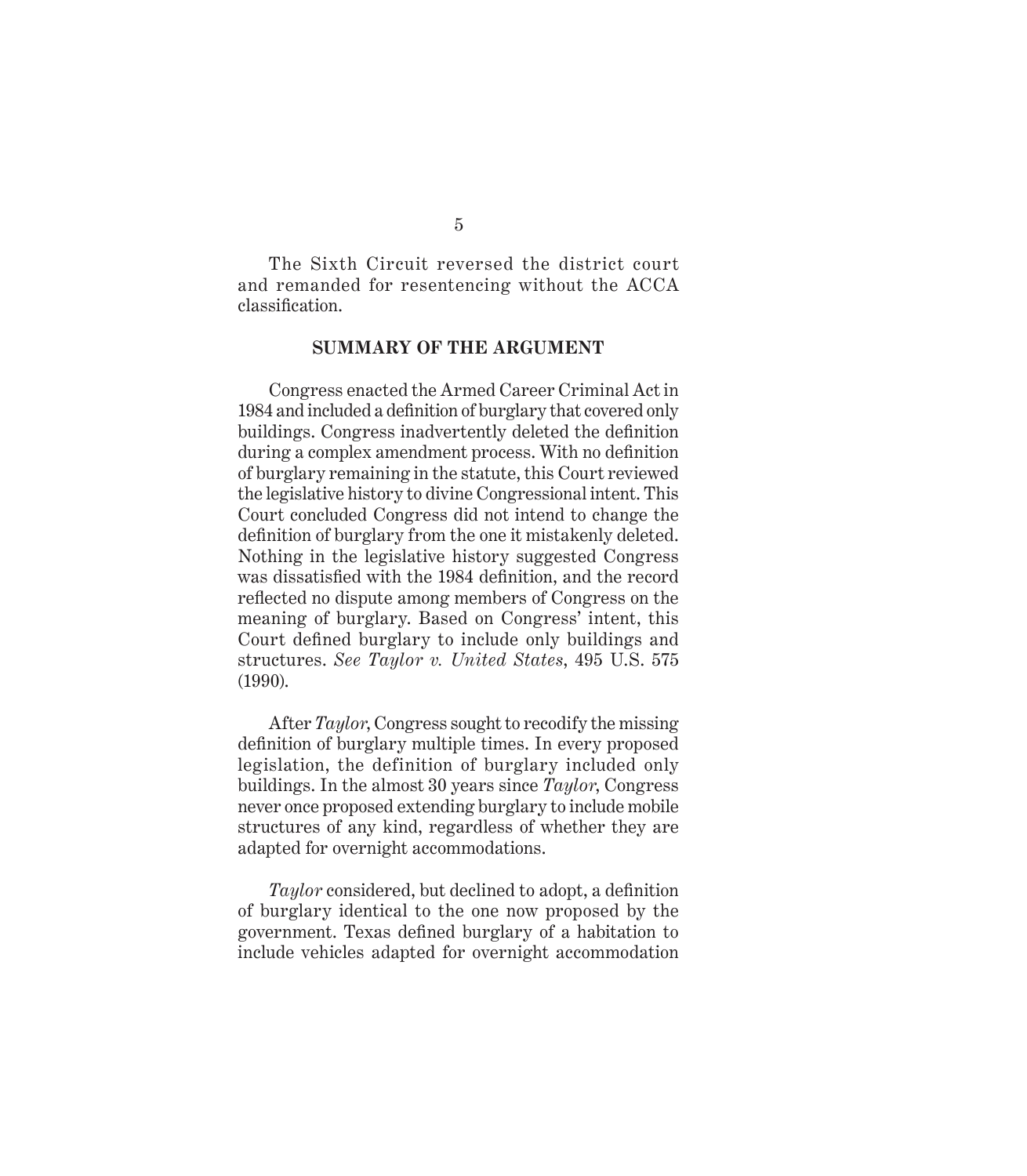The Sixth Circuit reversed the district court and remanded for resentencing without the ACCA classification.

## SUMMARY OF THE ARGUMENT

Congress enacted the Armed Career Criminal Act in 1984 and included a definition of burglary that covered only buildings. Congress inadvertently deleted the definition during a complex amendment process. With no definition of burglary remaining in the statute, this Court reviewed the legislative history to divine Congressional intent. This Court concluded Congress did not intend to change the definition of burglary from the one it mistakenly deleted. Nothing in the legislative history suggested Congress was dissatisfied with the 1984 definition, and the record reflected no dispute among members of Congress on the meaning of burglary. Based on Congress' intent, this Court defined burglary to include only buildings and structures. *See Taylor v. United States*, 495 U.S. 575 (1990).

After *Taylor*, Congress sought to recodify the missing definition of burglary multiple times. In every proposed legislation, the definition of burglary included only buildings. In the almost 30 years since *Taylor*, Congress never once proposed extending burglary to include mobile structures of any kind, regardless of whether they are adapted for overnight accommodations.

*Taylor* considered, but declined to adopt, a definition of burglary identical to the one now proposed by the government. Texas defined burglary of a habitation to include vehicles adapted for overnight accommodation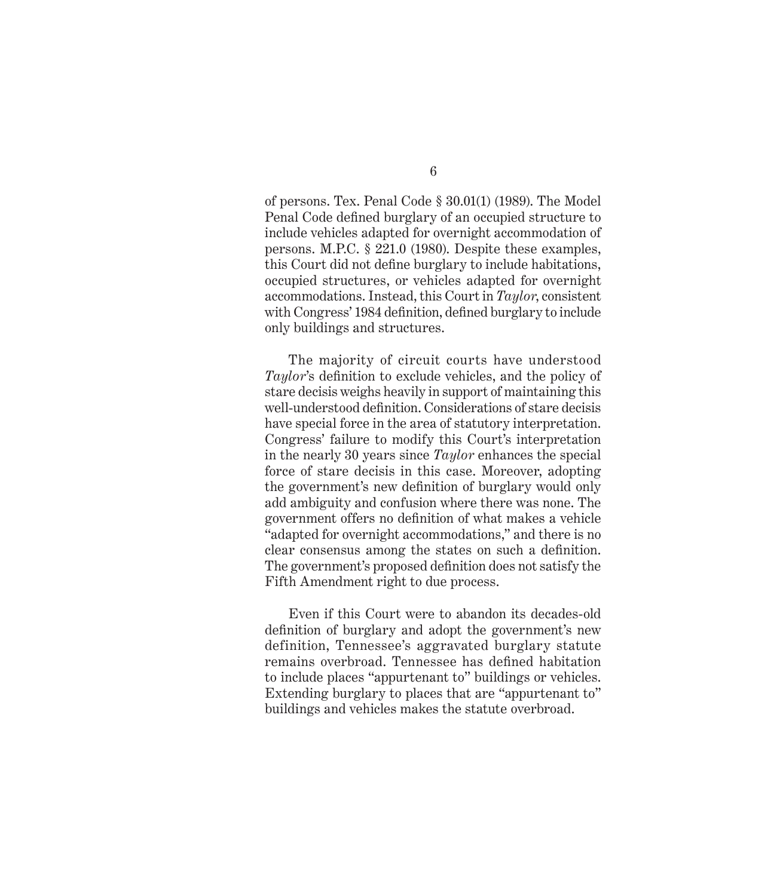of persons. Tex. Penal Code § 30.01(1) (1989). The Model Penal Code defined burglary of an occupied structure to include vehicles adapted for overnight accommodation of persons. M.P.C. § 221.0 (1980). Despite these examples, this Court did not define burglary to include habitations, occupied structures, or vehicles adapted for overnight accommodations. Instead, this Court in *Taylor*, consistent with Congress' 1984 definition, defined burglary to include only buildings and structures.

The majority of circuit courts have understood *Taylor*'s definition to exclude vehicles, and the policy of stare decisis weighs heavily in support of maintaining this well-understood definition. Considerations of stare decisis have special force in the area of statutory interpretation. Congress' failure to modify this Court's interpretation in the nearly 30 years since *Taylor* enhances the special force of stare decisis in this case. Moreover, adopting the government's new definition of burglary would only add ambiguity and confusion where there was none. The government offers no definition of what makes a vehicle "adapted for overnight accommodations," and there is no clear consensus among the states on such a definition. The government's proposed definition does not satisfy the Fifth Amendment right to due process.

Even if this Court were to abandon its decades-old definition of burglary and adopt the government's new definition, Tennessee's aggravated burglary statute remains overbroad. Tennessee has defined habitation to include places "appurtenant to" buildings or vehicles. Extending burglary to places that are "appurtenant to" buildings and vehicles makes the statute overbroad.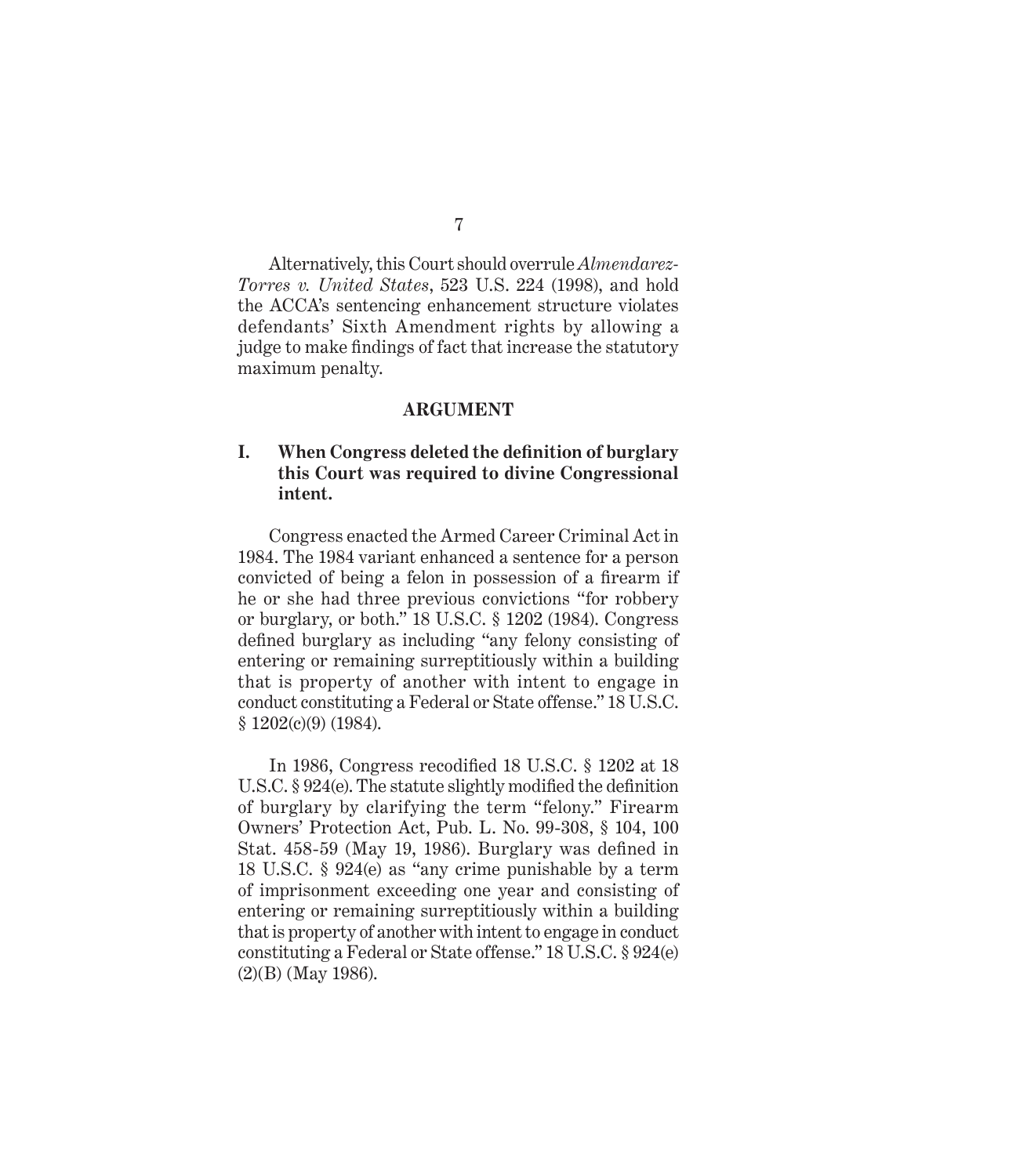Alternatively, this Court should overrule *Almendarez-Torres v. United States*, 523 U.S. 224 (1998), and hold the ACCA's sentencing enhancement structure violates defendants' Sixth Amendment rights by allowing a judge to make findings of fact that increase the statutory maximum penalty.

## ARGUMENT

### I. When Congress deleted the definition of burglary this Court was required to divine Congressional intent.

Congress enacted the Armed Career Criminal Act in 1984. The 1984 variant enhanced a sentence for a person convicted of being a felon in possession of a firearm if he or she had three previous convictions "for robbery or burglary, or both." 18 U.S.C. § 1202 (1984). Congress defined burglary as including "any felony consisting of entering or remaining surreptitiously within a building that is property of another with intent to engage in conduct constituting a Federal or State offense." 18 U.S.C. § 1202(c)(9) (1984).

In 1986, Congress recodified 18 U.S.C. § 1202 at 18 U.S.C. § 924(e). The statute slightly modified the definition of burglary by clarifying the term "felony." Firearm Owners' Protection Act, Pub. L. No. 99-308, § 104, 100 Stat. 458-59 (May 19, 1986). Burglary was defined in 18 U.S.C. § 924(e) as "any crime punishable by a term of imprisonment exceeding one year and consisting of entering or remaining surreptitiously within a building that is property of another with intent to engage in conduct constituting a Federal or State offense." 18 U.S.C. § 924(e)(2)(B) (May 1986).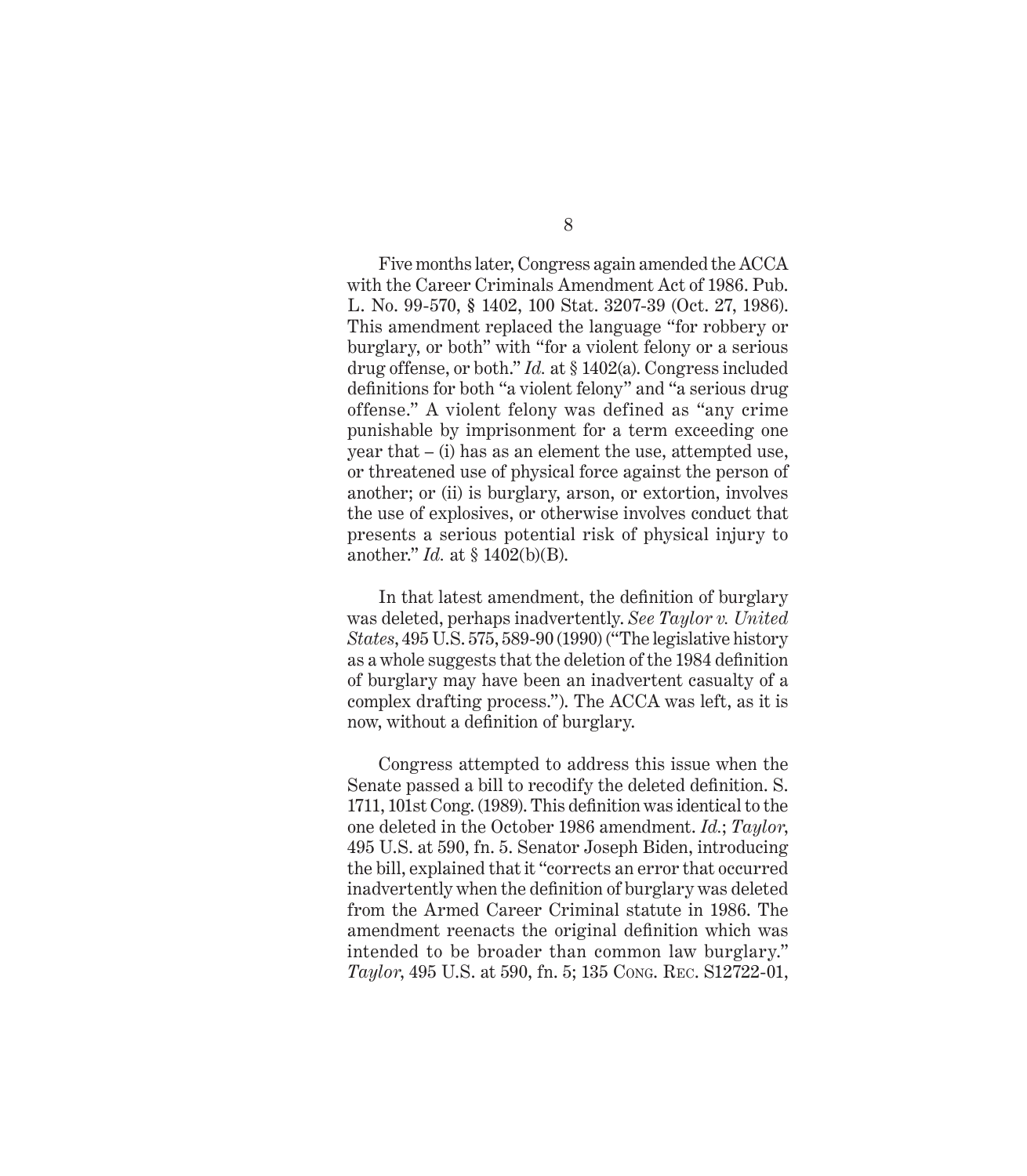Five months later, Congress again amended the ACCA with the Career Criminals Amendment Act of 1986. Pub. L. No. 99-570, § 1402, 100 Stat. 3207-39 (Oct. 27, 1986). This amendment replaced the language "for robbery or burglary, or both" with "for a violent felony or a serious drug offense, or both." *Id.* at § 1402(a). Congress included definitions for both "a violent felony" and "a serious drug offense." A violent felony was defined as "any crime punishable by imprisonment for a term exceeding one year that – (i) has as an element the use, attempted use, or threatened use of physical force against the person of another; or (ii) is burglary, arson, or extortion, involves the use of explosives, or otherwise involves conduct that presents a serious potential risk of physical injury to another." *Id.* at § 1402(b)(B).

In that latest amendment, the definition of burglary was deleted, perhaps inadvertently. *See Taylor v. United States*, 495 U.S. 575, 589-90 (1990) ("The legislative history as a whole suggests that the deletion of the 1984 definition of burglary may have been an inadvertent casualty of a complex drafting process."). The ACCA was left, as it is now, without a definition of burglary.

Congress attempted to address this issue when the Senate passed a bill to recodify the deleted definition. S. 1711, 101st Cong. (1989). This definition was identical to the one deleted in the October 1986 amendment. *Id.*; *Taylor*, 495 U.S. at 590, fn. 5. Senator Joseph Biden, introducing the bill, explained that it "corrects an error that occurred inadvertently when the definition of burglary was deleted from the Armed Career Criminal statute in 1986. The amendment reenacts the original definition which was intended to be broader than common law burglary." *Taylor*, 495 U.S. at 590, fn. 5; 135 Cong. Rec. S12722-01,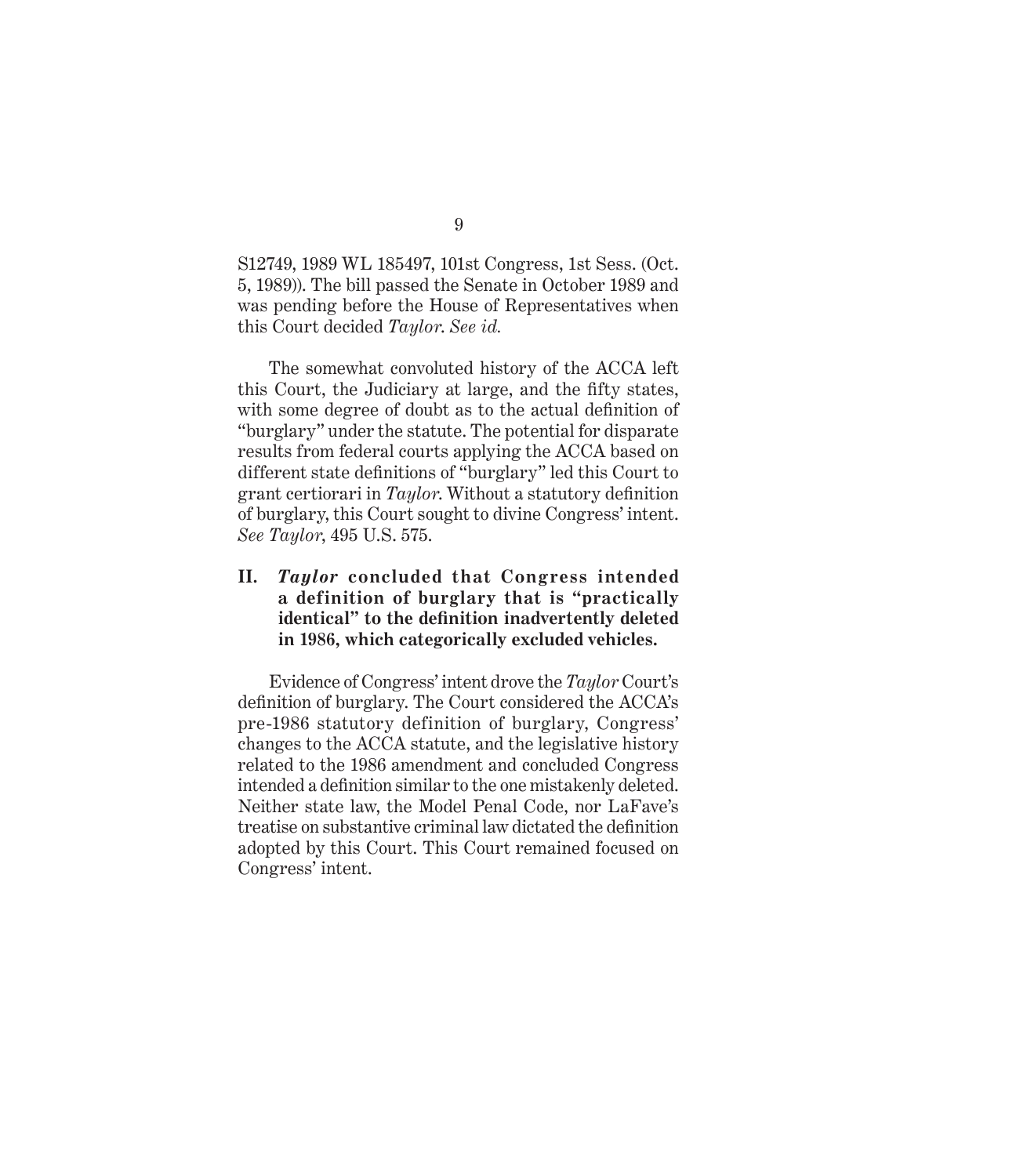S12749, 1989 WL 185497, 101st Congress, 1st Sess. (Oct. 5, 1989)). The bill passed the Senate in October 1989 and was pending before the House of Representatives when this Court decided *Taylor*. *See id.*

The somewhat convoluted history of the ACCA left this Court, the Judiciary at large, and the fifty states, with some degree of doubt as to the actual definition of "burglary" under the statute. The potential for disparate results from federal courts applying the ACCA based on different state definitions of "burglary" led this Court to grant certiorari in *Taylor*. Without a statutory definition of burglary, this Court sought to divine Congress' intent. *See Taylor*, 495 U.S. 575.

## II. *Taylor* concluded that Congress intended a definition of burglary that is "practically identical" to the definition inadvertently deleted in 1986, which categorically excluded vehicles.

Evidence of Congress' intent drove the *Taylor* Court's definition of burglary. The Court considered the ACCA's pre-1986 statutory definition of burglary, Congress' changes to the ACCA statute, and the legislative history related to the 1986 amendment and concluded Congress intended a definition similar to the one mistakenly deleted. Neither state law, the Model Penal Code, nor LaFave's treatise on substantive criminal law dictated the definition adopted by this Court. This Court remained focused on Congress' intent.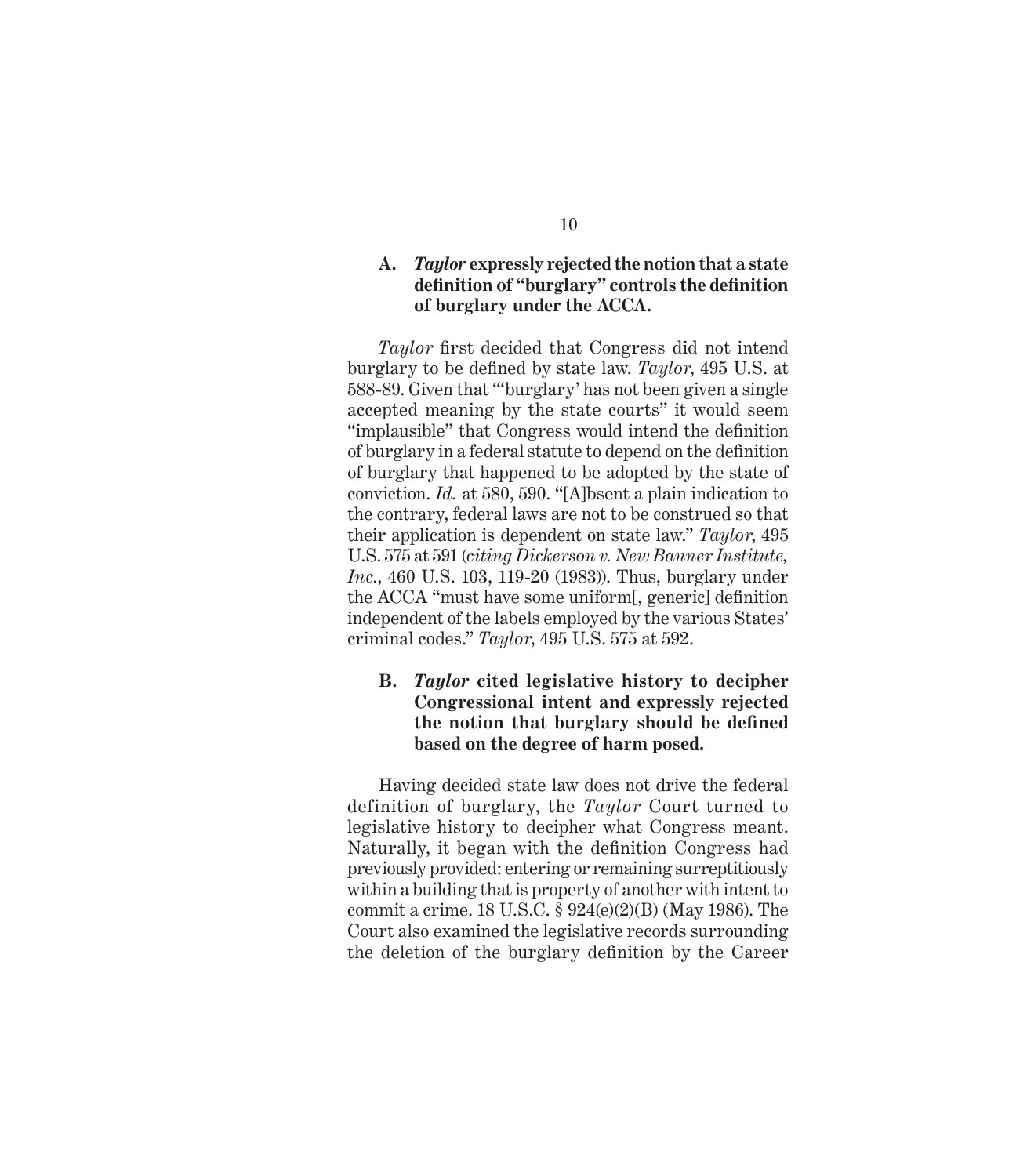### A. *Taylor* expressly rejected the notion that a state definition of "burglary" controls the definition of burglary under the ACCA.

*Taylor* first decided that Congress did not intend burglary to be defined by state law. *Taylor*, 495 U.S. at 588-89. Given that "'burglary' has not been given a single accepted meaning by the state courts" it would seem "implausible" that Congress would intend the definition of burglary in a federal statute to depend on the definition of burglary that happened to be adopted by the state of conviction. *Id.* at 580, 590. "[A]bsent a plain indication to the contrary, federal laws are not to be construed so that their application is dependent on state law." *Taylor*, 495 U.S. 575 at 591 (*citing Dickerson v. New Banner Institute, Inc.*, 460 U.S. 103, 119-20 (1983)). Thus, burglary under the ACCA "must have some uniform[, generic] definition independent of the labels employed by the various States' criminal codes." *Taylor*, 495 U.S. 575 at 592.

### B. *Taylor* cited legislative history to decipher Congressional intent and expressly rejected the notion that burglary should be defined based on the degree of harm posed.

Having decided state law does not drive the federal definition of burglary, the *Taylor* Court turned to legislative history to decipher what Congress meant. Naturally, it began with the definition Congress had previously provided: entering or remaining surreptitiously within a building that is property of another with intent to commit a crime. 18 U.S.C. § 924(e)(2)(B) (May 1986). The Court also examined the legislative records surrounding the deletion of the burglary definition by the Career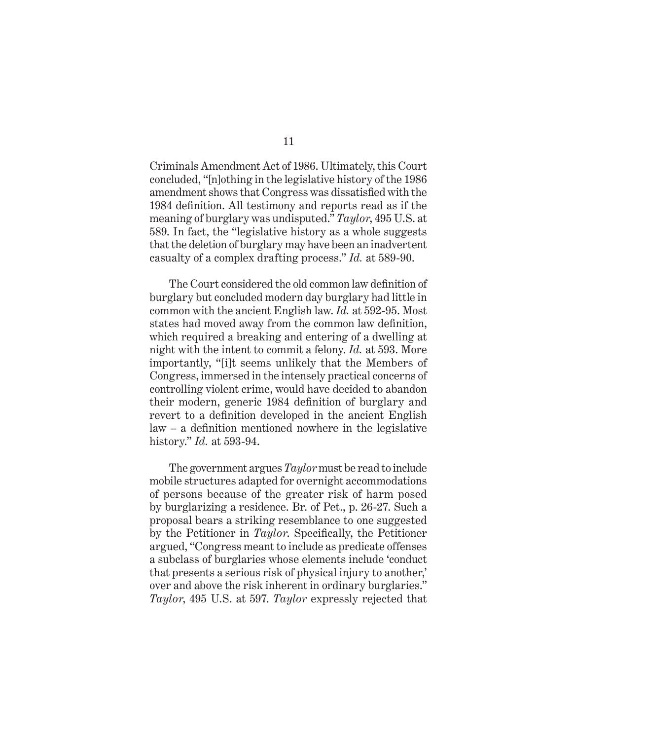Criminals Amendment Act of 1986. Ultimately, this Court concluded, "[n]othing in the legislative history of the 1986 amendment shows that Congress was dissatisfied with the 1984 definition. All testimony and reports read as if the meaning of burglary was undisputed." *Taylor*, 495 U.S. at 589. In fact, the "legislative history as a whole suggests that the deletion of burglary may have been an inadvertent casualty of a complex drafting process." *Id.* at 589-90.

The Court considered the old common law definition of burglary but concluded modern day burglary had little in common with the ancient English law. *Id.* at 592-95. Most states had moved away from the common law definition, which required a breaking and entering of a dwelling at night with the intent to commit a felony. *Id.* at 593. More importantly, "[i]t seems unlikely that the Members of Congress, immersed in the intensely practical concerns of controlling violent crime, would have decided to abandon their modern, generic 1984 definition of burglary and revert to a definition developed in the ancient English law – a definition mentioned nowhere in the legislative history." *Id.* at 593-94.

The government argues *Taylor* must be read to include mobile structures adapted for overnight accommodations of persons because of the greater risk of harm posed by burglarizing a residence. Br. of Pet., p. 26-27. Such a proposal bears a striking resemblance to one suggested by the Petitioner in *Taylor*. Specifically, the Petitioner argued, "Congress meant to include as predicate offenses a subclass of burglaries whose elements include 'conduct that presents a serious risk of physical injury to another,' over and above the risk inherent in ordinary burglaries." *Taylor*, 495 U.S. at 597. *Taylor* expressly rejected that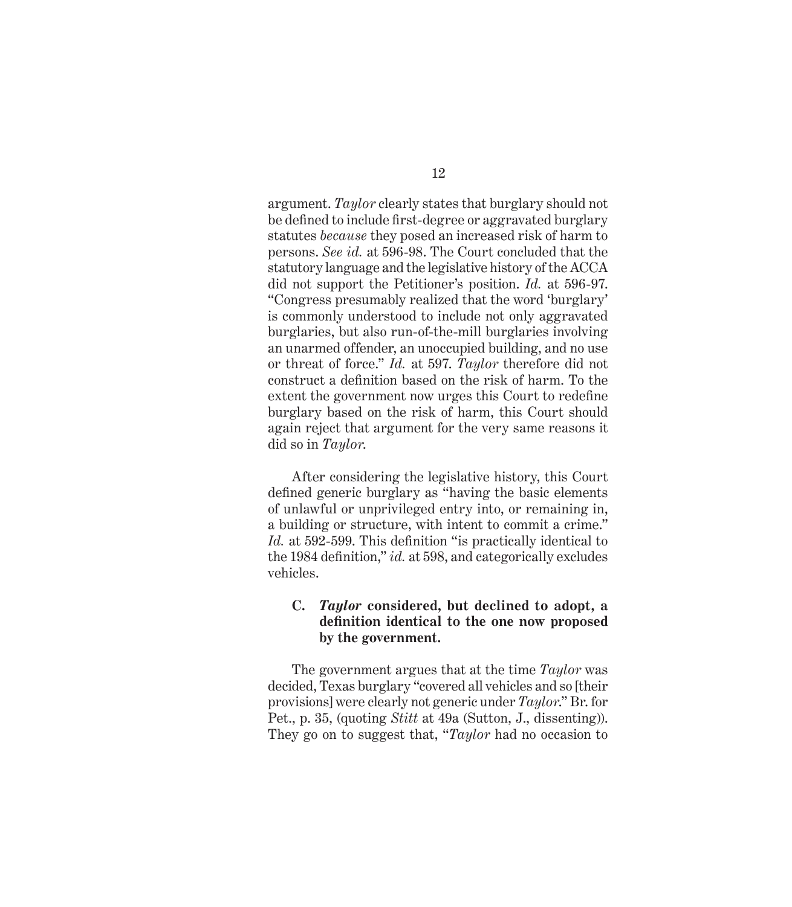argument. *Taylor* clearly states that burglary should not be defined to include first-degree or aggravated burglary statutes *because* they posed an increased risk of harm to persons. *See id.* at 596-98. The Court concluded that the statutory language and the legislative history of the ACCA did not support the Petitioner's position. *Id.* at 596-97. "Congress presumably realized that the word 'burglary' is commonly understood to include not only aggravated burglaries, but also run-of-the-mill burglaries involving an unarmed offender, an unoccupied building, and no use or threat of force." *Id.* at 597. *Taylor* therefore did not construct a definition based on the risk of harm. To the extent the government now urges this Court to redefine burglary based on the risk of harm, this Court should again reject that argument for the very same reasons it did so in *Taylor*.

After considering the legislative history, this Court defined generic burglary as "having the basic elements of unlawful or unprivileged entry into, or remaining in, a building or structure, with intent to commit a crime." *Id.* at 592-599. This definition "is practically identical to the 1984 definition," *id.* at 598, and categorically excludes vehicles.

### C. *Taylor* considered, but declined to adopt, a definition identical to the one now proposed by the government.

The government argues that at the time *Taylor* was decided, Texas burglary "covered all vehicles and so [their provisions] were clearly not generic under *Taylor*." Br. for Pet., p. 35, (quoting *Stitt* at 49a (Sutton, J., dissenting)). They go on to suggest that, "*Taylor* had no occasion to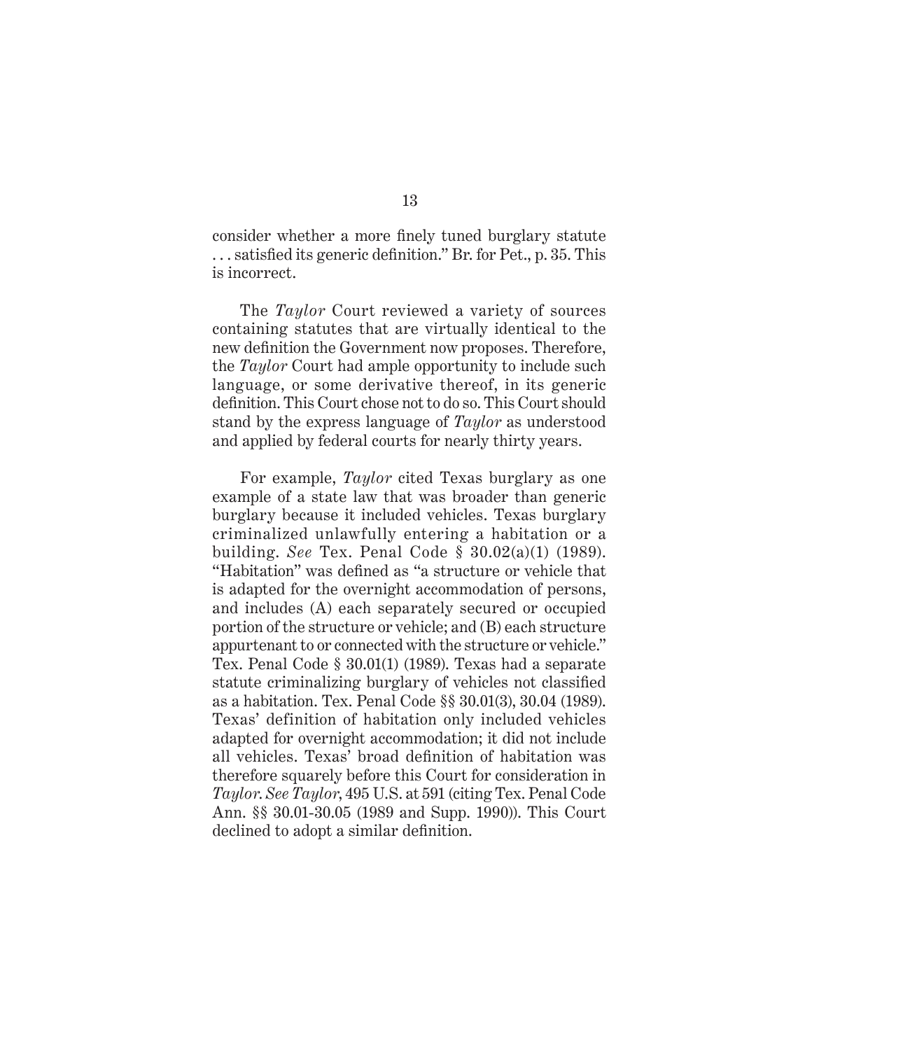consider whether a more finely tuned burglary statute . . . satisfied its generic definition." Br. for Pet., p. 35. This is incorrect.

The *Taylor* Court reviewed a variety of sources containing statutes that are virtually identical to the new definition the Government now proposes. Therefore, the *Taylor* Court had ample opportunity to include such language, or some derivative thereof, in its generic definition. This Court chose not to do so. This Court should stand by the express language of *Taylor* as understood and applied by federal courts for nearly thirty years.

For example, *Taylor* cited Texas burglary as one example of a state law that was broader than generic burglary because it included vehicles. Texas burglary criminalized unlawfully entering a habitation or a building. *See* Tex. Penal Code § 30.02(a)(1) (1989). "Habitation" was defined as "a structure or vehicle that is adapted for the overnight accommodation of persons, and includes (A) each separately secured or occupied portion of the structure or vehicle; and (B) each structure appurtenant to or connected with the structure or vehicle." Tex. Penal Code § 30.01(1) (1989). Texas had a separate statute criminalizing burglary of vehicles not classified as a habitation. Tex. Penal Code §§ 30.01(3), 30.04 (1989). Texas' definition of habitation only included vehicles adapted for overnight accommodation; it did not include all vehicles. Texas' broad definition of habitation was therefore squarely before this Court for consideration in *Taylor*. *See Taylor*, 495 U.S. at 591 (citing Tex. Penal Code Ann. §§ 30.01-30.05 (1989 and Supp. 1990)). This Court declined to adopt a similar definition.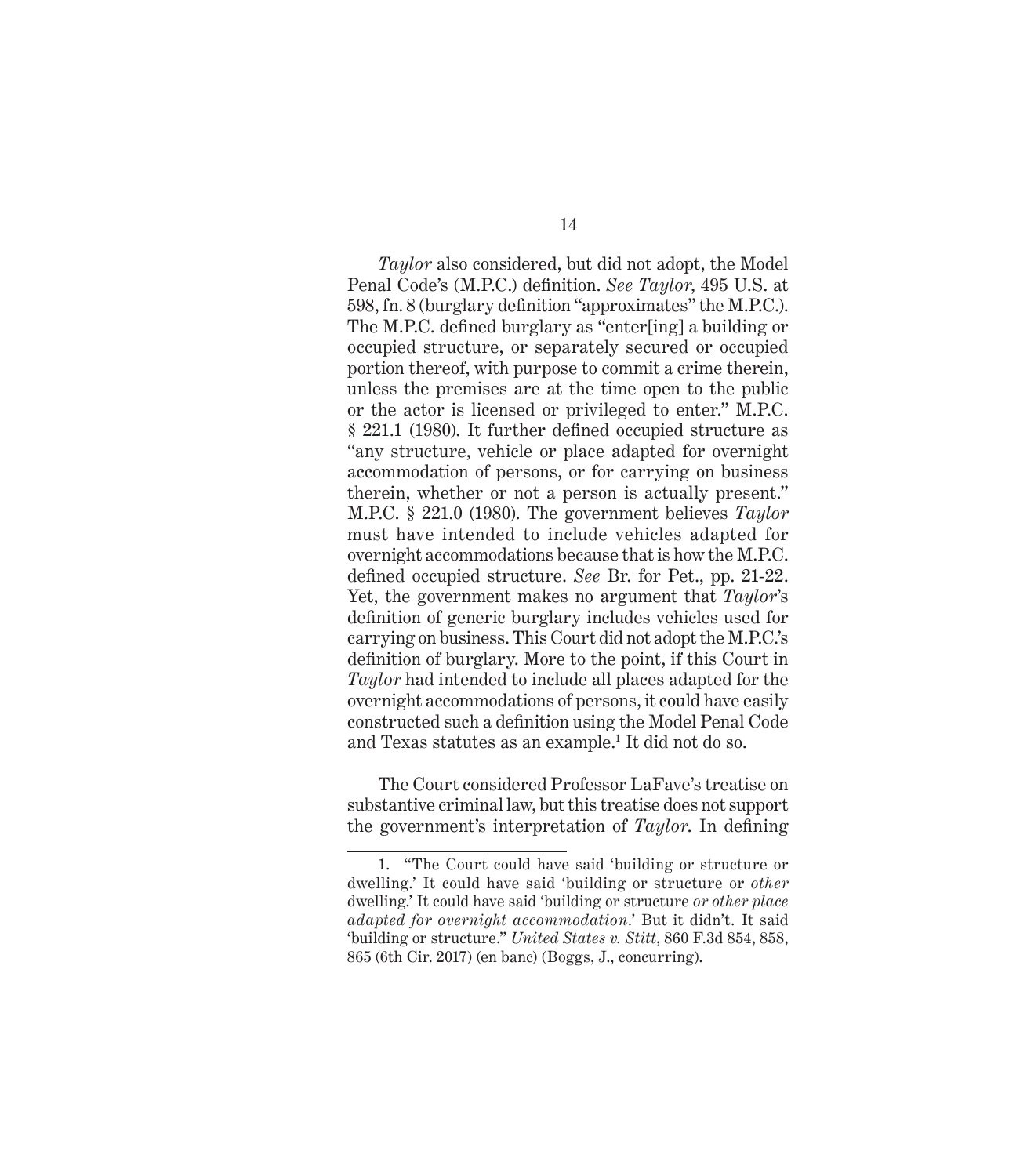*Taylor* also considered, but did not adopt, the Model Penal Code's (M.P.C.) definition. *See Taylor*, 495 U.S. at 598, fn. 8 (burglary definition "approximates" the M.P.C.). The M.P.C. defined burglary as "enter[ing] a building or occupied structure, or separately secured or occupied portion thereof, with purpose to commit a crime therein, unless the premises are at the time open to the public or the actor is licensed or privileged to enter." M.P.C. § 221.1 (1980). It further defined occupied structure as "any structure, vehicle or place adapted for overnight accommodation of persons, or for carrying on business therein, whether or not a person is actually present." M.P.C. § 221.0 (1980). The government believes *Taylor* must have intended to include vehicles adapted for overnight accommodations because that is how the M.P.C. defined occupied structure. *See* Br. for Pet., pp. 21-22. Yet, the government makes no argument that *Taylor*'s definition of generic burglary includes vehicles used for carrying on business. This Court did not adopt the M.P.C.'s definition of burglary. More to the point, if this Court in *Taylor* had intended to include all places adapted for the overnight accommodations of persons, it could have easily constructed such a definition using the Model Penal Code and Texas statutes as an example.[1] It did not do so.

The Court considered Professor LaFave's treatise on substantive criminal law, but this treatise does not support the government's interpretation of *Taylor.* In defining

---

1. "The Court could have said 'building or structure or dwelling.' It could have said 'building or structure or *other* dwelling.' It could have said 'building or structure *or other place adapted for overnight accommodation*.' But it didn't. It said 'building or structure." *United States v. Stitt*, 860 F.3d 854, 858, 865 (6th Cir. 2017) (en banc) (Boggs, J., concurring).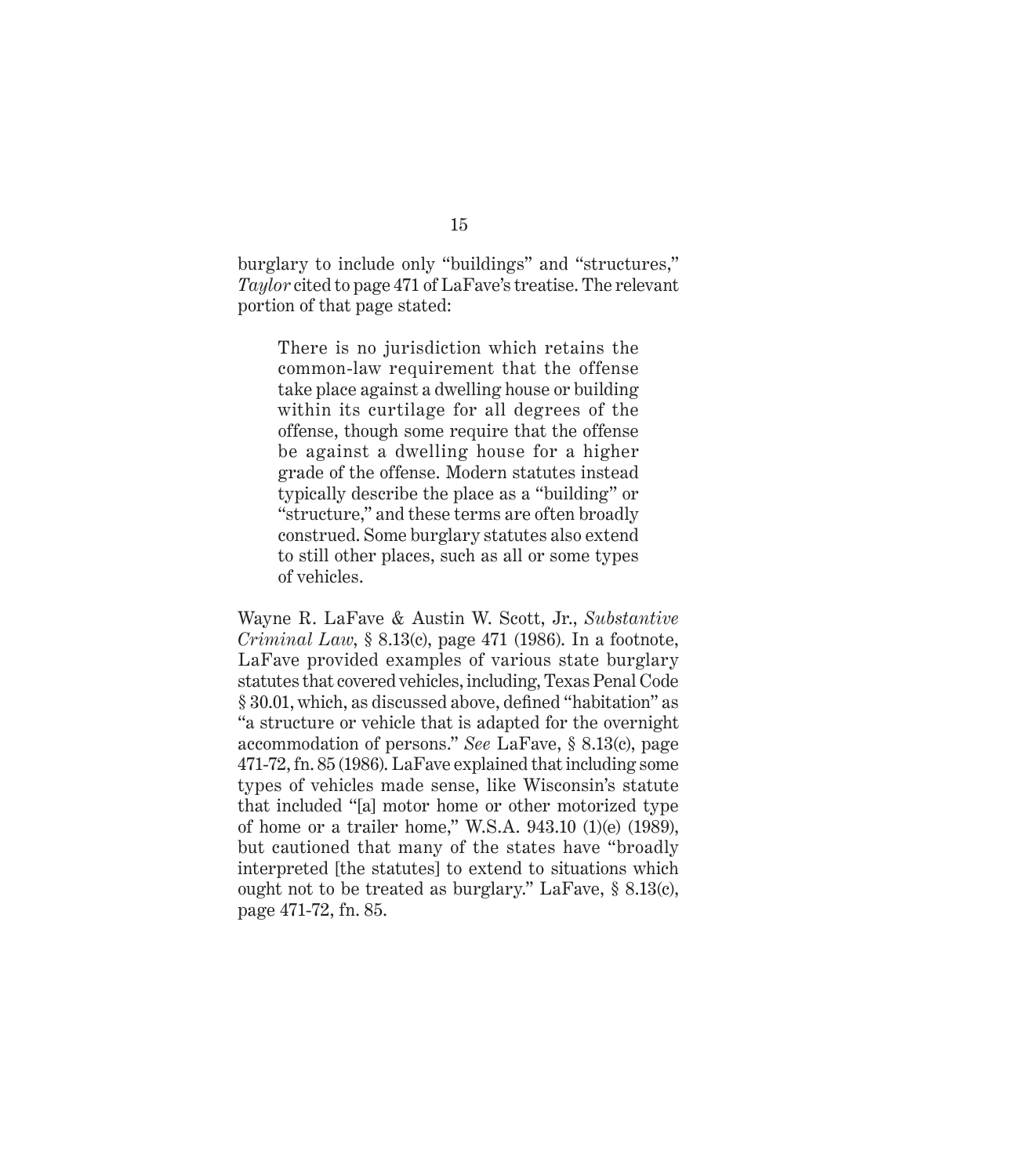burglary to include only "buildings" and "structures," *Taylor* cited to page 471 of LaFave's treatise. The relevant portion of that page stated:

> There is no jurisdiction which retains the common-law requirement that the offense take place against a dwelling house or building within its curtilage for all degrees of the offense, though some require that the offense be against a dwelling house for a higher grade of the offense. Modern statutes instead typically describe the place as a "building" or "structure," and these terms are often broadly construed. Some burglary statutes also extend to still other places, such as all or some types of vehicles.

Wayne R. LaFave & Austin W. Scott, Jr., *Substantive Criminal Law*, § 8.13(c), page 471 (1986). In a footnote, LaFave provided examples of various state burglary statutes that covered vehicles, including, Texas Penal Code § 30.01, which, as discussed above, defined "habitation" as "a structure or vehicle that is adapted for the overnight accommodation of persons." *See* LaFave, § 8.13(c), page 471-72, fn. 85 (1986). LaFave explained that including some types of vehicles made sense, like Wisconsin's statute that included "[a] motor home or other motorized type of home or a trailer home," W.S.A. 943.10 (1)(e) (1989), but cautioned that many of the states have "broadly interpreted [the statutes] to extend to situations which ought not to be treated as burglary." LaFave, § 8.13(c), page 471-72, fn. 85.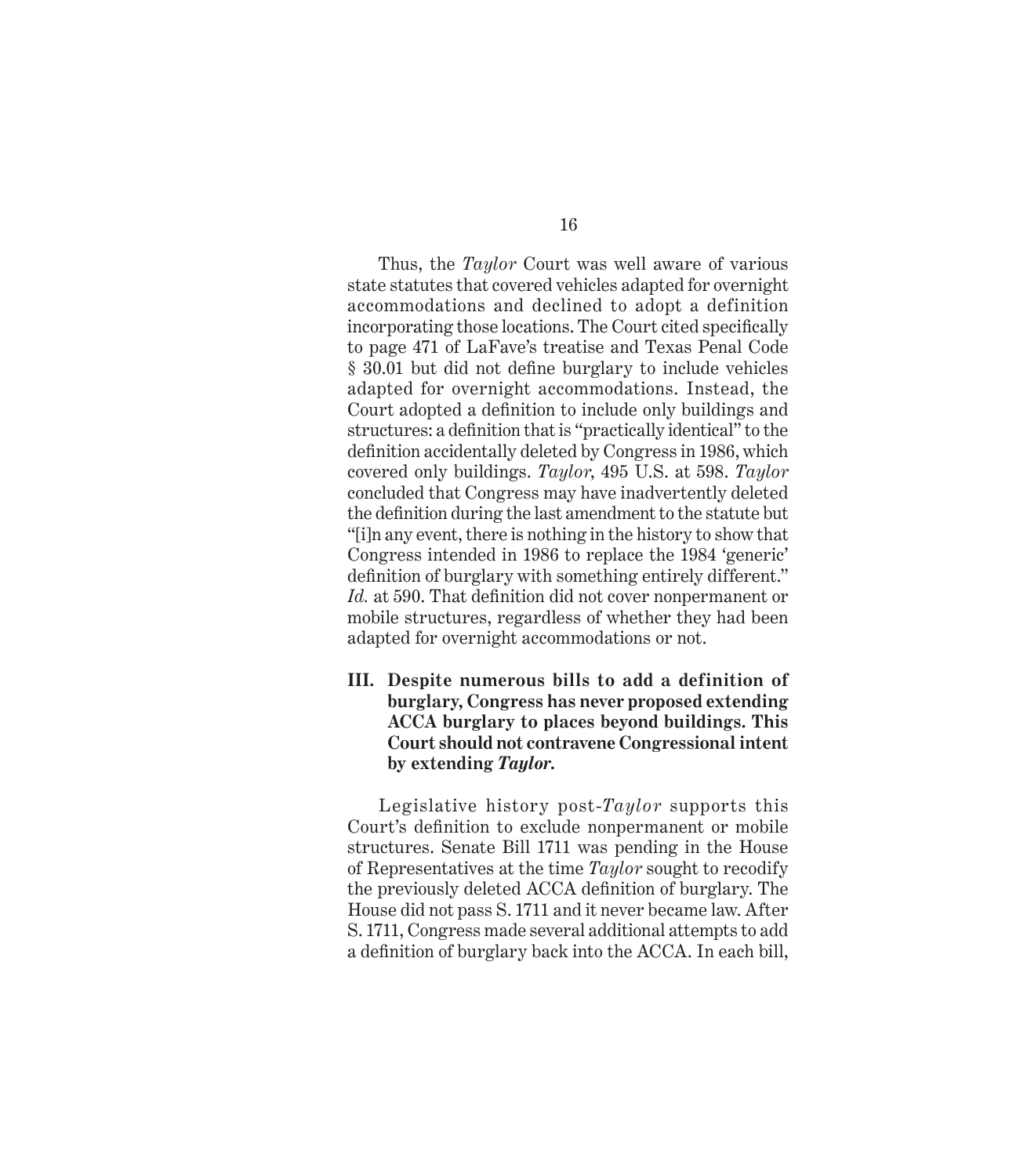Thus, the *Taylor* Court was well aware of various state statutes that covered vehicles adapted for overnight accommodations and declined to adopt a definition incorporating those locations. The Court cited specifically to page 471 of LaFave's treatise and Texas Penal Code § 30.01 but did not define burglary to include vehicles adapted for overnight accommodations. Instead, the Court adopted a definition to include only buildings and structures: a definition that is "practically identical" to the definition accidentally deleted by Congress in 1986, which covered only buildings. *Taylor,* 495 U.S. at 598. *Taylor* concluded that Congress may have inadvertently deleted the definition during the last amendment to the statute but "[i]n any event, there is nothing in the history to show that Congress intended in 1986 to replace the 1984 'generic' definition of burglary with something entirely different." *Id.* at 590. That definition did not cover nonpermanent or mobile structures, regardless of whether they had been adapted for overnight accommodations or not.

## III. Despite numerous bills to add a definition of burglary, Congress has never proposed extending ACCA burglary to places beyond buildings. This Court should not contravene Congressional intent by extending *Taylor.*

Legislative history post-*Taylor* supports this Court's definition to exclude nonpermanent or mobile structures. Senate Bill 1711 was pending in the House of Representatives at the time *Taylor* sought to recodify the previously deleted ACCA definition of burglary. The House did not pass S. 1711 and it never became law. After S. 1711, Congress made several additional attempts to add a definition of burglary back into the ACCA. In each bill,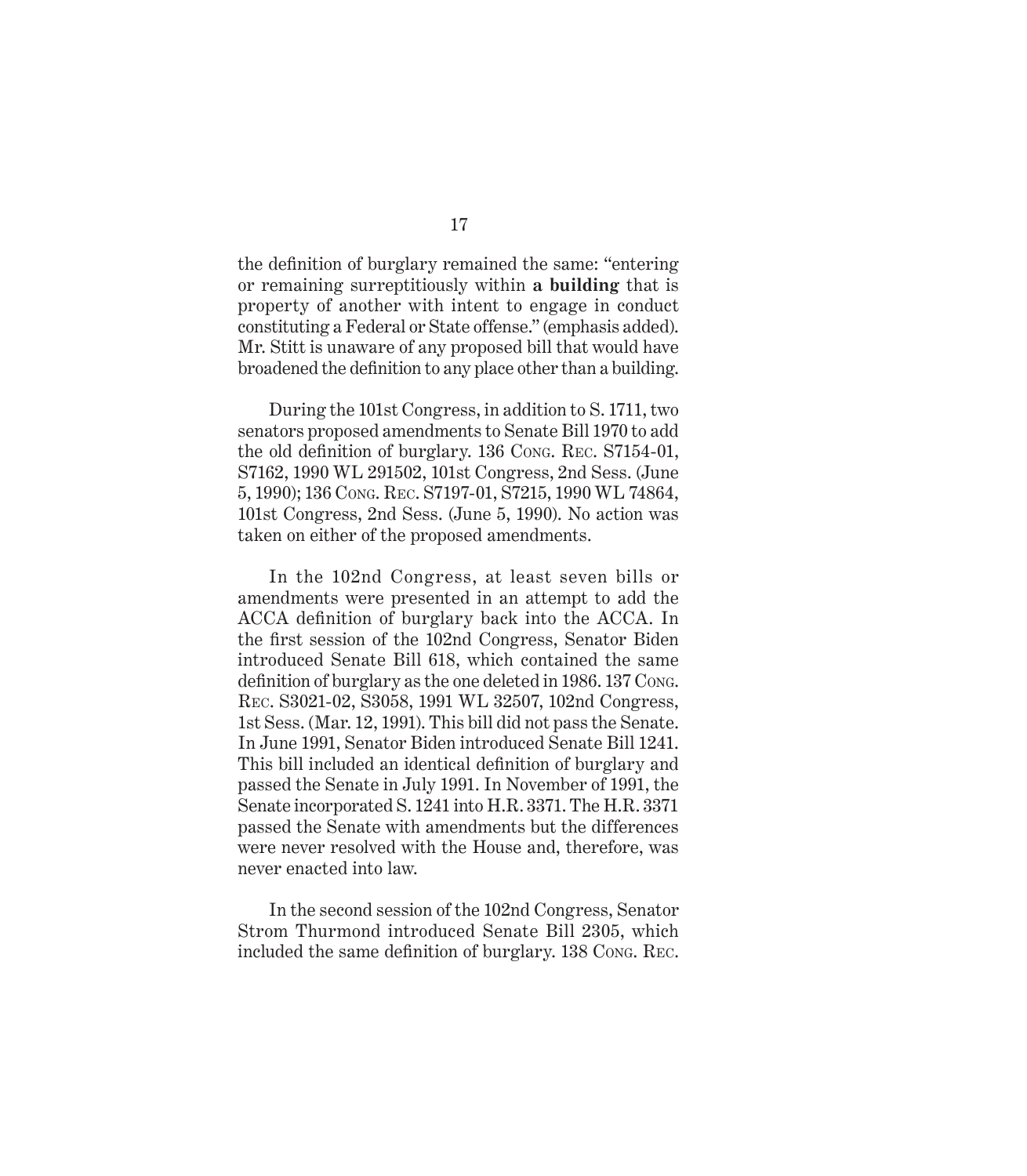the definition of burglary remained the same: "entering or remaining surreptitiously within **a building** that is property of another with intent to engage in conduct constituting a Federal or State offense." (emphasis added). Mr. Stitt is unaware of any proposed bill that would have broadened the definition to any place other than a building.

During the 101st Congress, in addition to S. 1711, two senators proposed amendments to Senate Bill 1970 to add the old definition of burglary. 136 Cong. Rec. S7154-01, S7162, 1990 WL 291502, 101st Congress, 2nd Sess. (June 5, 1990); 136 Cong. Rec. S7197-01, S7215, 1990 WL 74864, 101st Congress, 2nd Sess. (June 5, 1990). No action was taken on either of the proposed amendments.

In the 102nd Congress, at least seven bills or amendments were presented in an attempt to add the ACCA definition of burglary back into the ACCA. In the first session of the 102nd Congress, Senator Biden introduced Senate Bill 618, which contained the same definition of burglary as the one deleted in 1986. 137 Cong. Rec. S3021-02, S3058, 1991 WL 32507, 102nd Congress, 1st Sess. (Mar. 12, 1991). This bill did not pass the Senate. In June 1991, Senator Biden introduced Senate Bill 1241. This bill included an identical definition of burglary and passed the Senate in July 1991. In November of 1991, the Senate incorporated S. 1241 into H.R. 3371. The H.R. 3371 passed the Senate with amendments but the differences were never resolved with the House and, therefore, was never enacted into law.

In the second session of the 102nd Congress, Senator Strom Thurmond introduced Senate Bill 2305, which included the same definition of burglary. 138 Cong. Rec.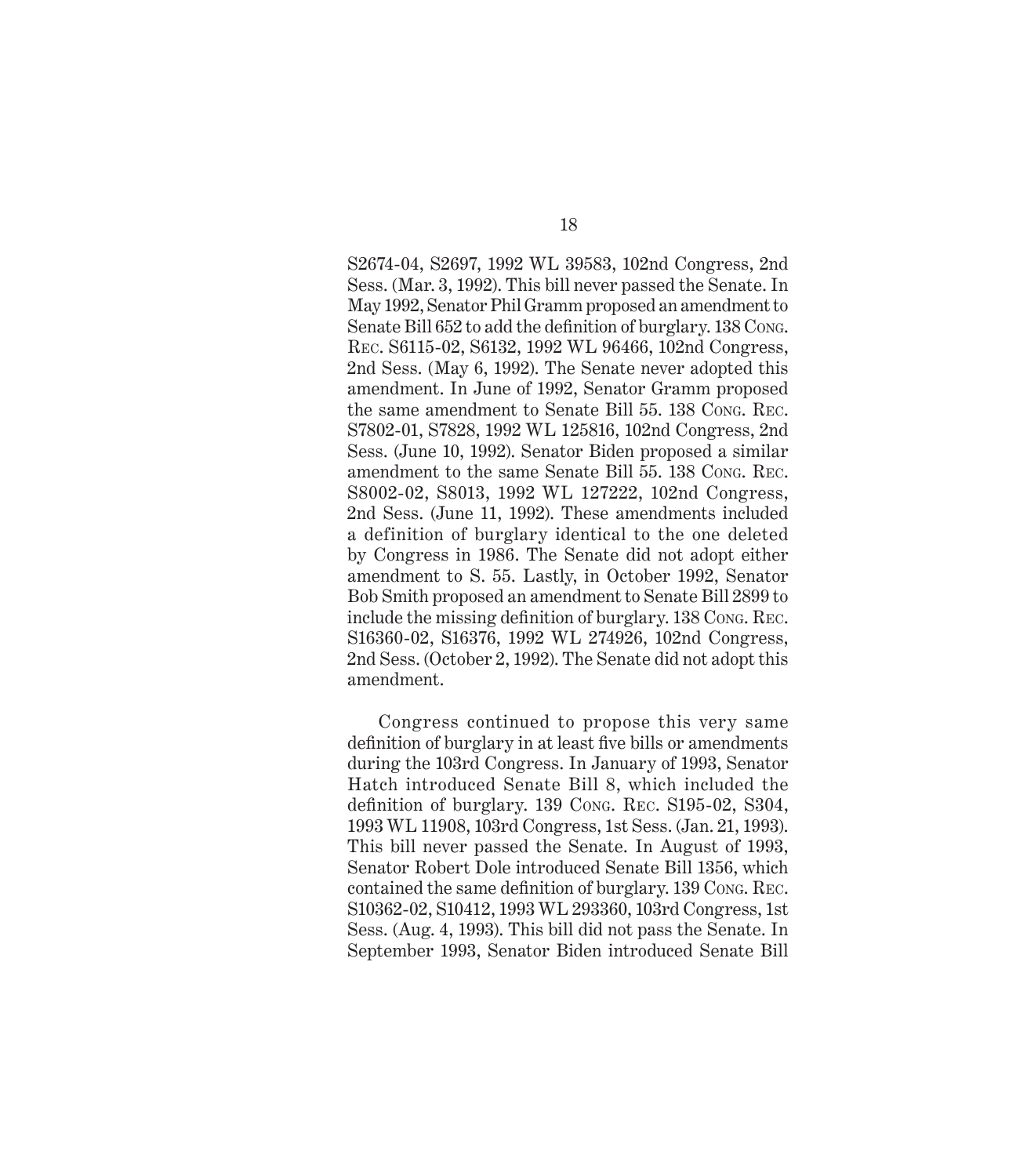S2674-04, S2697, 1992 WL 39583, 102nd Congress, 2nd Sess. (Mar. 3, 1992). This bill never passed the Senate. In May 1992, Senator Phil Gramm proposed an amendment to Senate Bill 652 to add the definition of burglary. 138 Cong. Rec. S6115-02, S6132, 1992 WL 96466, 102nd Congress, 2nd Sess. (May 6, 1992). The Senate never adopted this amendment. In June of 1992, Senator Gramm proposed the same amendment to Senate Bill 55. 138 Cong. Rec. S7802-01, S7828, 1992 WL 125816, 102nd Congress, 2nd Sess. (June 10, 1992). Senator Biden proposed a similar amendment to the same Senate Bill 55. 138 Cong. Rec. S8002-02, S8013, 1992 WL 127222, 102nd Congress, 2nd Sess. (June 11, 1992). These amendments included a definition of burglary identical to the one deleted by Congress in 1986. The Senate did not adopt either amendment to S. 55. Lastly, in October 1992, Senator Bob Smith proposed an amendment to Senate Bill 2899 to include the missing definition of burglary. 138 Cong. Rec. S16360-02, S16376, 1992 WL 274926, 102nd Congress, 2nd Sess. (October 2, 1992). The Senate did not adopt this amendment.

Congress continued to propose this very same definition of burglary in at least five bills or amendments during the 103rd Congress. In January of 1993, Senator Hatch introduced Senate Bill 8, which included the definition of burglary. 139 Cong. Rec. S195-02, S304, 1993 WL 11908, 103rd Congress, 1st Sess. (Jan. 21, 1993). This bill never passed the Senate. In August of 1993, Senator Robert Dole introduced Senate Bill 1356, which contained the same definition of burglary. 139 Cong. Rec. S10362-02, S10412, 1993 WL 293360, 103rd Congress, 1st Sess. (Aug. 4, 1993). This bill did not pass the Senate. In September 1993, Senator Biden introduced Senate Bill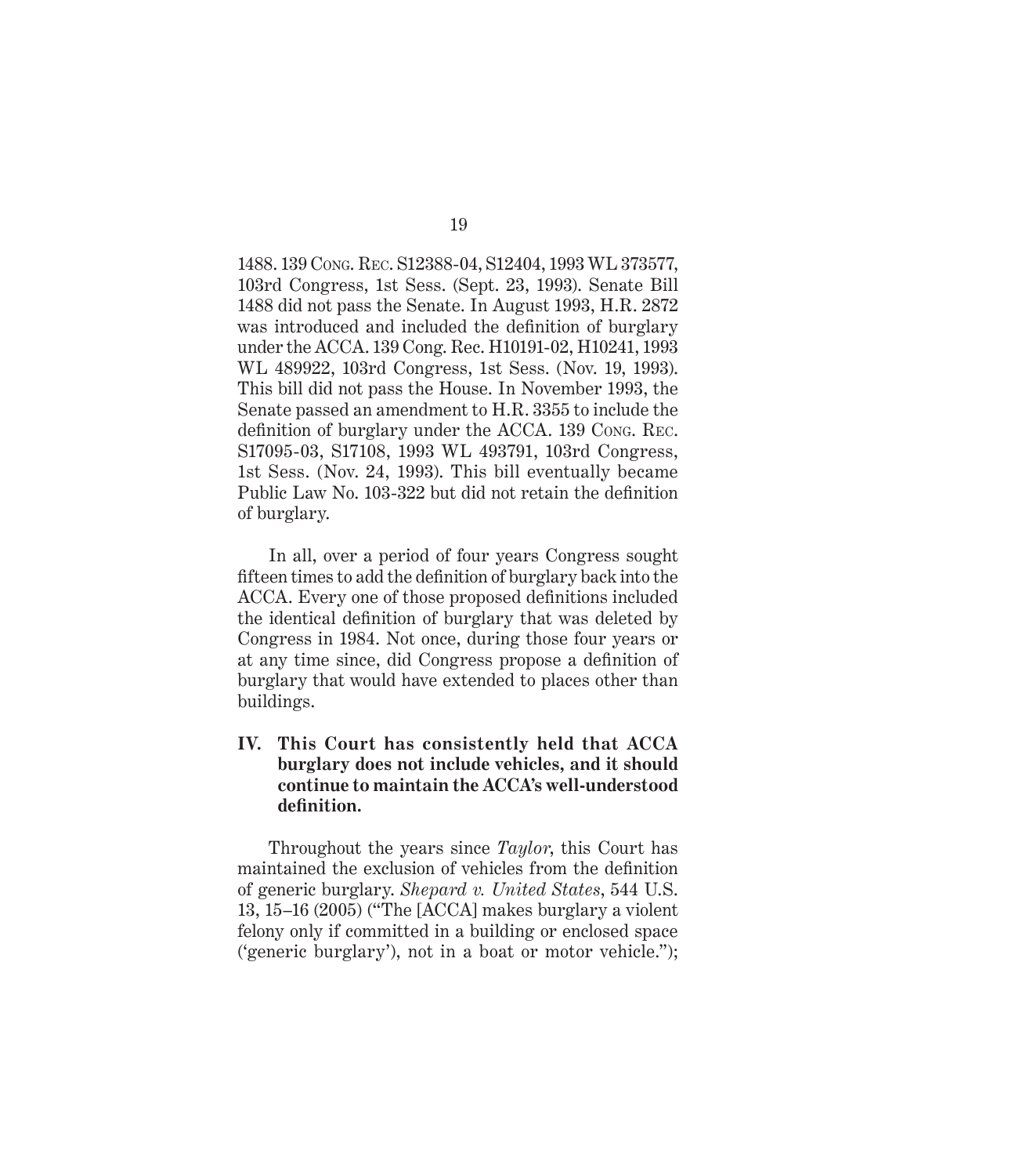1488. 139 Cong. Rec. S12388-04, S12404, 1993 WL 373577, 103rd Congress, 1st Sess. (Sept. 23, 1993). Senate Bill 1488 did not pass the Senate. In August 1993, H.R. 2872 was introduced and included the definition of burglary under the ACCA. 139 Cong. Rec. H10191-02, H10241, 1993 WL 489922, 103rd Congress, 1st Sess. (Nov. 19, 1993). This bill did not pass the House. In November 1993, the Senate passed an amendment to H.R. 3355 to include the definition of burglary under the ACCA. 139 Cong. Rec. S17095-03, S17108, 1993 WL 493791, 103rd Congress, 1st Sess. (Nov. 24, 1993). This bill eventually became Public Law No. 103-322 but did not retain the definition of burglary.

In all, over a period of four years Congress sought fifteen times to add the definition of burglary back into the ACCA. Every one of those proposed definitions included the identical definition of burglary that was deleted by Congress in 1984. Not once, during those four years or at any time since, did Congress propose a definition of burglary that would have extended to places other than buildings.

## IV. This Court has consistently held that ACCA burglary does not include vehicles, and it should continue to maintain the ACCA's well-understood definition.

Throughout the years since *Taylor*, this Court has maintained the exclusion of vehicles from the definition of generic burglary. *Shepard v. United States*, 544 U.S. 13, 15–16 (2005) ("The [ACCA] makes burglary a violent felony only if committed in a building or enclosed space ('generic burglary'), not in a boat or motor vehicle.");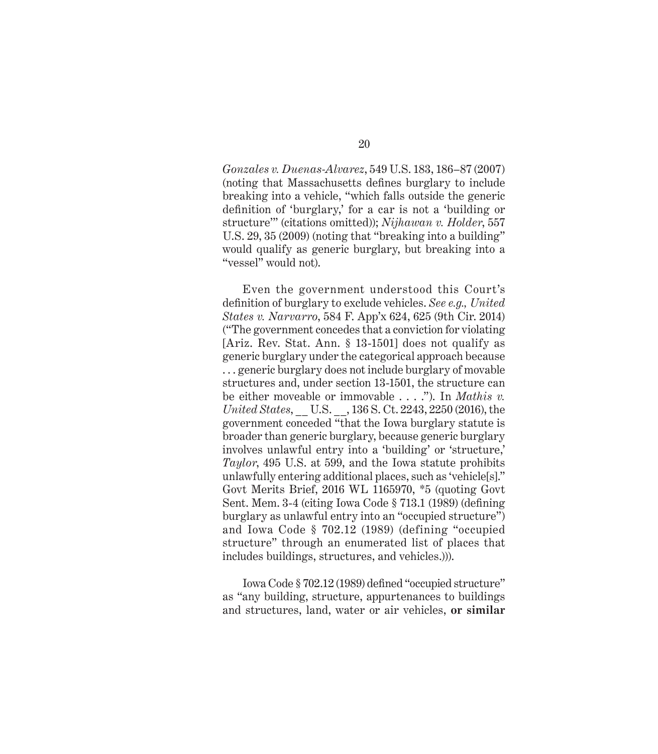*Gonzales v. Duenas-Alvarez*, 549 U.S. 183, 186–87 (2007) (noting that Massachusetts defines burglary to include breaking into a vehicle, "which falls outside the generic definition of 'burglary,' for a car is not a 'building or structure'" (citations omitted)); *Nijhawan v. Holder*, 557 U.S. 29, 35 (2009) (noting that "breaking into a building" would qualify as generic burglary, but breaking into a "vessel" would not).

Even the government understood this Court's definition of burglary to exclude vehicles. *See e.g., United States v. Narvarro*, 584 F. App'x 624, 625 (9th Cir. 2014) ("The government concedes that a conviction for violating [Ariz. Rev. Stat. Ann. § 13-1501] does not qualify as generic burglary under the categorical approach because . . . generic burglary does not include burglary of movable structures and, under section 13-1501, the structure can be either moveable or immovable . . . ."). In *Mathis v. United States*, __ U.S. __, 136 S. Ct. 2243, 2250 (2016), the government conceded "that the Iowa burglary statute is broader than generic burglary, because generic burglary involves unlawful entry into a 'building' or 'structure,' *Taylor*, 495 U.S. at 599, and the Iowa statute prohibits unlawfully entering additional places, such as 'vehicle[s].'" Govt Merits Brief, 2016 WL 1165970, *5 (quoting Govt Sent. Mem. 3-4 (citing Iowa Code § 713.1 (1989) (defining burglary as unlawful entry into an "occupied structure") and Iowa Code § 702.12 (1989) (defining "occupied structure" through an enumerated list of places that includes buildings, structures, and vehicles.))).

Iowa Code § 702.12 (1989) defined "occupied structure" as "any building, structure, appurtenances to buildings and structures, land, water or air vehicles, **or similar**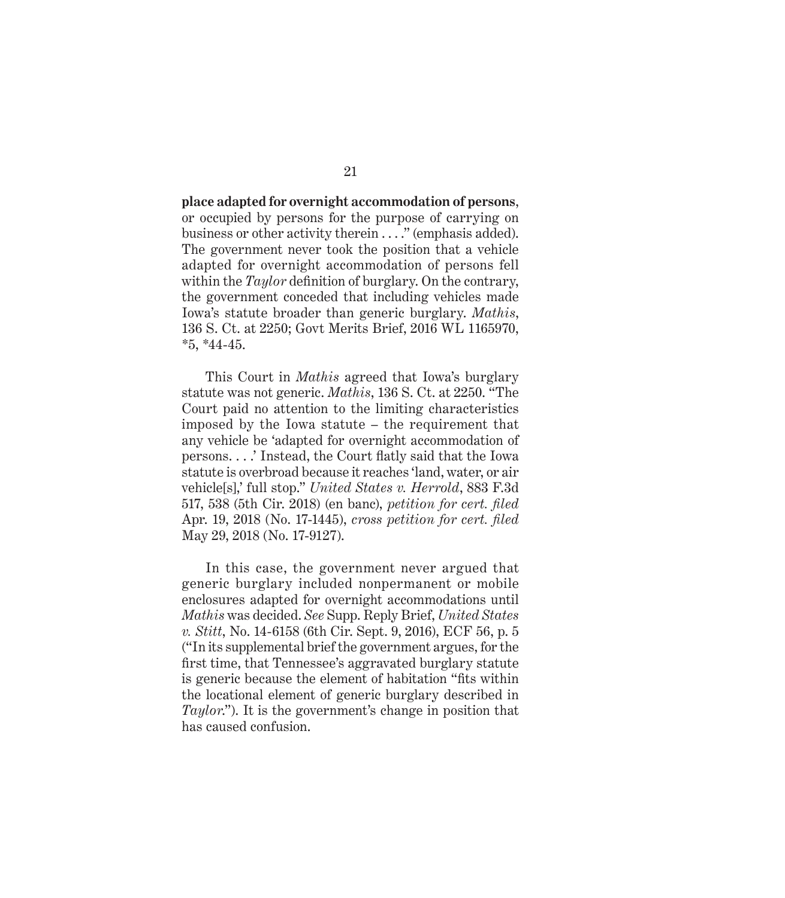**place adapted for overnight accommodation of persons**, or occupied by persons for the purpose of carrying on business or other activity therein . . . ." (emphasis added). The government never took the position that a vehicle adapted for overnight accommodation of persons fell within the *Taylor* definition of burglary. On the contrary, the government conceded that including vehicles made Iowa's statute broader than generic burglary. *Mathis*, 136 S. Ct. at 2250; Govt Merits Brief, 2016 WL 1165970, *5, *44-45.

This Court in *Mathis* agreed that Iowa's burglary statute was not generic. *Mathis*, 136 S. Ct. at 2250. "The Court paid no attention to the limiting characteristics imposed by the Iowa statute – the requirement that any vehicle be 'adapted for overnight accommodation of persons. . . .' Instead, the Court flatly said that the Iowa statute is overbroad because it reaches 'land, water, or air vehicle[s],' full stop." *United States v. Herrold*, 883 F.3d 517, 538 (5th Cir. 2018) (en banc), *petition for cert. filed* Apr. 19, 2018 (No. 17-1445), *cross petition for cert. filed* May 29, 2018 (No. 17-9127).

In this case, the government never argued that generic burglary included nonpermanent or mobile enclosures adapted for overnight accommodations until *Mathis* was decided. *See* Supp. Reply Brief, *United States v. Stitt*, No. 14-6158 (6th Cir. Sept. 9, 2016), ECF 56, p. 5 ("In its supplemental brief the government argues, for the first time, that Tennessee's aggravated burglary statute is generic because the element of habitation "fits within the locational element of generic burglary described in *Taylor*."). It is the government's change in position that has caused confusion.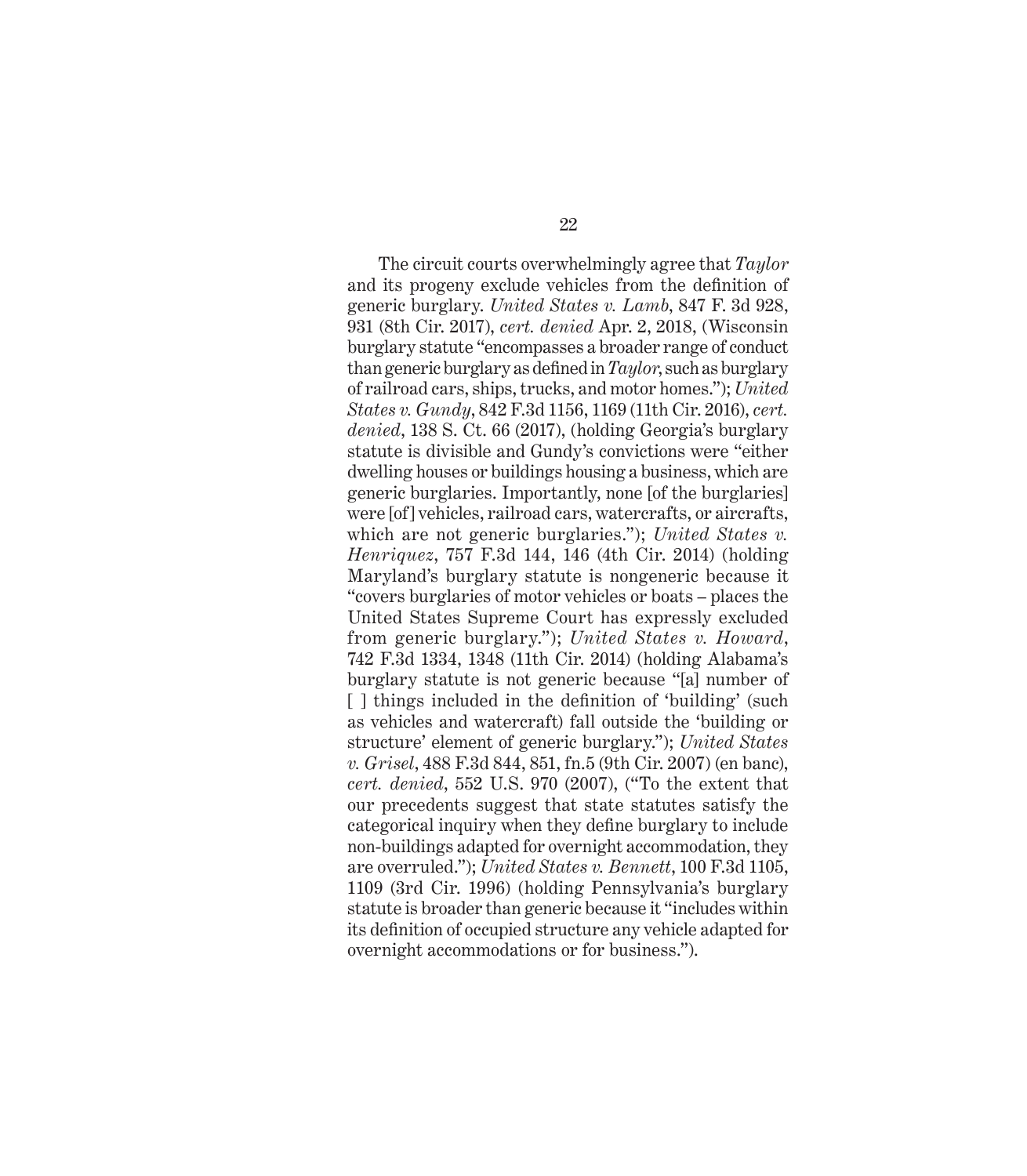The circuit courts overwhelmingly agree that *Taylor* and its progeny exclude vehicles from the definition of generic burglary. *United States v. Lamb*, 847 F. 3d 928, 931 (8th Cir. 2017), *cert. denied* Apr. 2, 2018, (Wisconsin burglary statute "encompasses a broader range of conduct than generic burglary as defined in *Taylor*, such as burglary of railroad cars, ships, trucks, and motor homes."); *United States v. Gundy,* 842 F.3d 1156, 1169 (11th Cir. 2016), *cert. denied*, 138 S. Ct. 66 (2017), (holding Georgia's burglary statute is divisible and Gundy's convictions were "either dwelling houses or buildings housing a business, which are generic burglaries. Importantly, none [of the burglaries] were [of] vehicles, railroad cars, watercrafts, or aircrafts, which are not generic burglaries."); *United States v. Henriquez*, 757 F.3d 144, 146 (4th Cir. 2014) (holding Maryland's burglary statute is nongeneric because it "covers burglaries of motor vehicles or boats – places the United States Supreme Court has expressly excluded from generic burglary."); *United States v. Howard*, 742 F.3d 1334, 1348 (11th Cir. 2014) (holding Alabama's burglary statute is not generic because "[a] number of [ ] things included in the definition of 'building' (such as vehicles and watercraft) fall outside the 'building or structure' element of generic burglary."); *United States v. Grisel*, 488 F.3d 844, 851, fn.5 (9th Cir. 2007) (en banc), *cert. denied*, 552 U.S. 970 (2007), ("To the extent that our precedents suggest that state statutes satisfy the categorical inquiry when they define burglary to include non-buildings adapted for overnight accommodation, they are overruled."); *United States v. Bennett*, 100 F.3d 1105, 1109 (3rd Cir. 1996) (holding Pennsylvania's burglary statute is broader than generic because it "includes within its definition of occupied structure any vehicle adapted for overnight accommodations or for business.").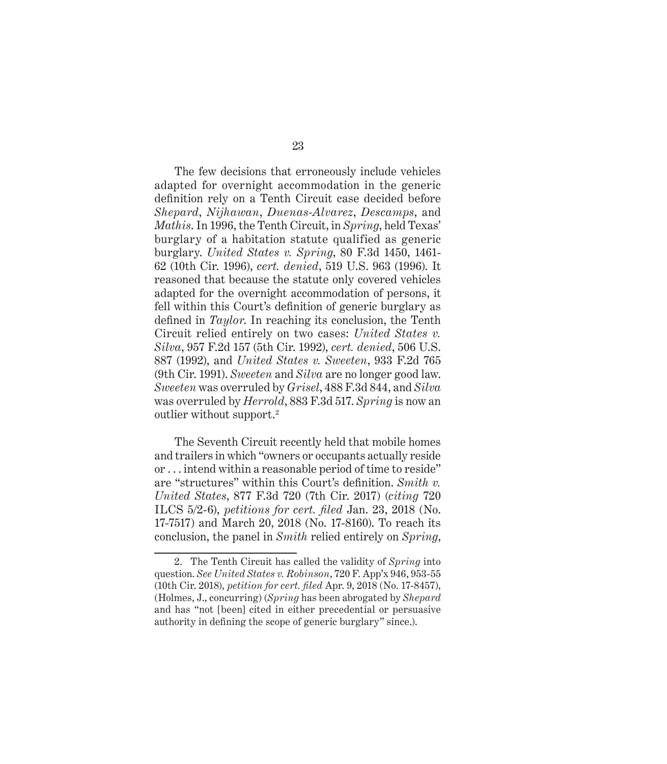The few decisions that erroneously include vehicles adapted for overnight accommodation in the generic definition rely on a Tenth Circuit case decided before *Shepard*, *Nijhawan*, *Duenas-Alvarez*, *Descamps*, and *Mathis*. In 1996, the Tenth Circuit, in *Spring*, held Texas' burglary of a habitation statute qualified as generic burglary. *United States v. Spring*, 80 F.3d 1450, 1461-62 (10th Cir. 1996), *cert. denied*, 519 U.S. 963 (1996). It reasoned that because the statute only covered vehicles adapted for the overnight accommodation of persons, it fell within this Court's definition of generic burglary as defined in *Taylor*. In reaching its conclusion, the Tenth Circuit relied entirely on two cases: *United States v. Silva*, 957 F.2d 157 (5th Cir. 1992), *cert. denied*, 506 U.S. 887 (1992), and *United States v. Sweeten*, 933 F.2d 765 (9th Cir. 1991). *Sweeten* and *Silva* are no longer good law. *Sweeten* was overruled by *Grisel*, 488 F.3d 844, and *Silva* was overruled by *Herrold*, 883 F.3d 517. *Spring* is now an outlier without support.[2]

The Seventh Circuit recently held that mobile homes and trailers in which "owners or occupants actually reside or . . . intend within a reasonable period of time to reside" are "structures" within this Court's definition. *Smith v. United States*, 877 F.3d 720 (7th Cir. 2017) (*citing* 720 ILCS 5/2-6), *petitions for cert. filed* Jan. 23, 2018 (No. 17-7517) and March 20, 2018 (No. 17-8160). To reach its conclusion, the panel in *Smith* relied entirely on *Spring*,

---

2. The Tenth Circuit has called the validity of *Spring* into question. *See United States v. Robinson*, 720 F. App'x 946, 953-55 (10th Cir. 2018), *petition for cert. filed* Apr. 9, 2018 (No. 17-8457), (Holmes, J., concurring) (*Spring* has been abrogated by *Shepard* and has "not [been] cited in either precedential or persuasive authority in defining the scope of generic burglary" since.).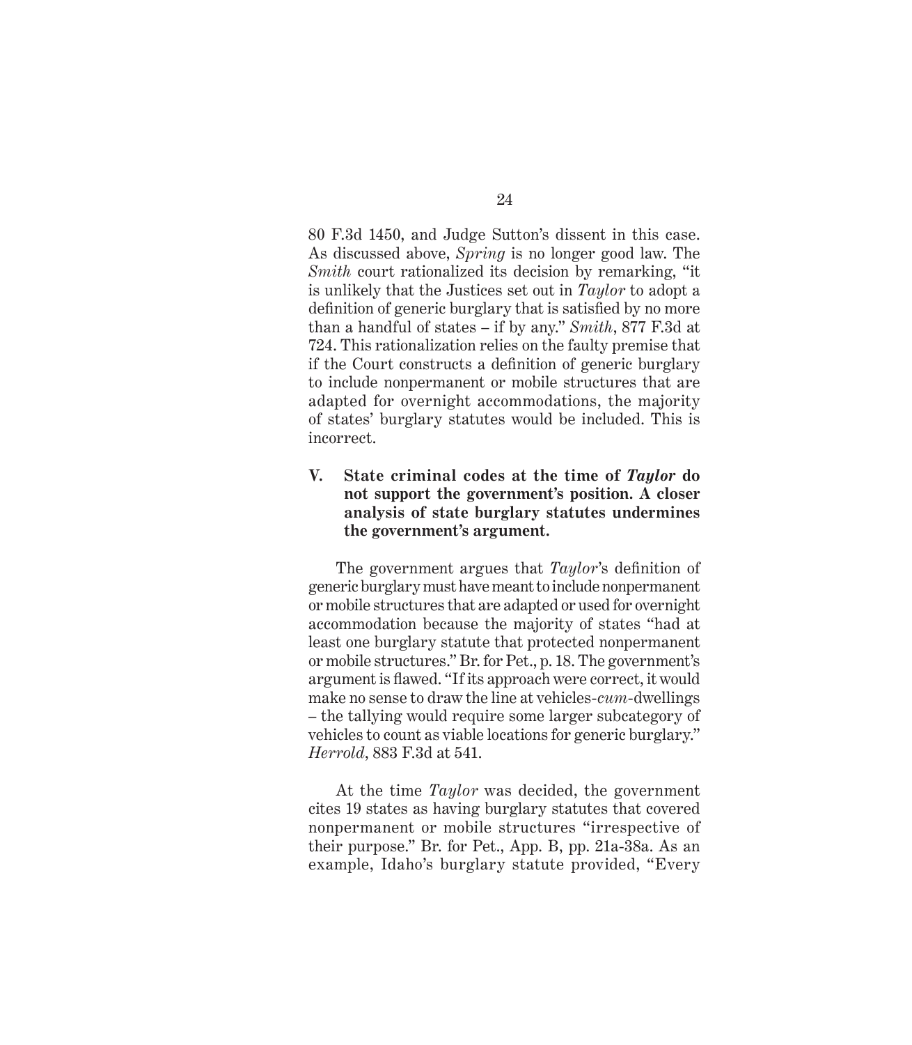80 F.3d 1450, and Judge Sutton's dissent in this case. As discussed above, *Spring* is no longer good law. The *Smith* court rationalized its decision by remarking, "it is unlikely that the Justices set out in *Taylor* to adopt a definition of generic burglary that is satisfied by no more than a handful of states – if by any." *Smith*, 877 F.3d at 724. This rationalization relies on the faulty premise that if the Court constructs a definition of generic burglary to include nonpermanent or mobile structures that are adapted for overnight accommodations, the majority of states' burglary statutes would be included. This is incorrect.

## V. State criminal codes at the time of *Taylor* do not support the government's position. A closer analysis of state burglary statutes undermines the government's argument.

The government argues that *Taylor*'s definition of generic burglary must have meant to include nonpermanent or mobile structures that are adapted or used for overnight accommodation because the majority of states "had at least one burglary statute that protected nonpermanent or mobile structures." Br. for Pet., p. 18. The government's argument is flawed. "If its approach were correct, it would make no sense to draw the line at vehicles-*cum*-dwellings – the tallying would require some larger subcategory of vehicles to count as viable locations for generic burglary." *Herrold*, 883 F.3d at 541.

At the time *Taylor* was decided, the government cites 19 states as having burglary statutes that covered nonpermanent or mobile structures "irrespective of their purpose." Br. for Pet., App. B, pp. 21a-38a. As an example, Idaho's burglary statute provided, "Every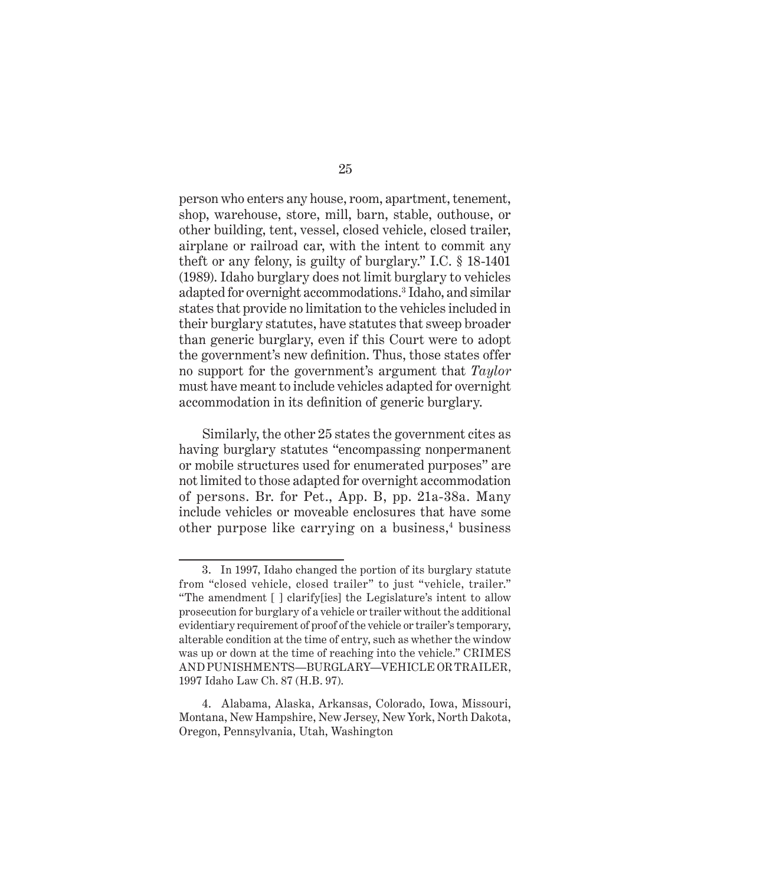person who enters any house, room, apartment, tenement, shop, warehouse, store, mill, barn, stable, outhouse, or other building, tent, vessel, closed vehicle, closed trailer, airplane or railroad car, with the intent to commit any theft or any felony, is guilty of burglary." I.C. § 18-1401 (1989). Idaho burglary does not limit burglary to vehicles adapted for overnight accommodations.[3] Idaho, and similar states that provide no limitation to the vehicles included in their burglary statutes, have statutes that sweep broader than generic burglary, even if this Court were to adopt the government's new definition. Thus, those states offer no support for the government's argument that *Taylor* must have meant to include vehicles adapted for overnight accommodation in its definition of generic burglary.

Similarly, the other 25 states the government cites as having burglary statutes "encompassing nonpermanent or mobile structures used for enumerated purposes" are not limited to those adapted for overnight accommodation of persons. Br. for Pet., App. B, pp. 21a-38a. Many include vehicles or moveable enclosures that have some other purpose like carrying on a business,[4] business

---

3. In 1997, Idaho changed the portion of its burglary statute from "closed vehicle, closed trailer" to just "vehicle, trailer." "The amendment [ ] clarify[ies] the Legislature's intent to allow prosecution for burglary of a vehicle or trailer without the additional evidentiary requirement of proof of the vehicle or trailer's temporary, alterable condition at the time of entry, such as whether the window was up or down at the time of reaching into the vehicle." CRIMES AND PUNISHMENTS—BURGLARY—VEHICLE OR TRAILER, 1997 Idaho Law Ch. 87 (H.B. 97).

4. Alabama, Alaska, Arkansas, Colorado, Iowa, Missouri, Montana, New Hampshire, New Jersey, New York, North Dakota, Oregon, Pennsylvania, Utah, Washington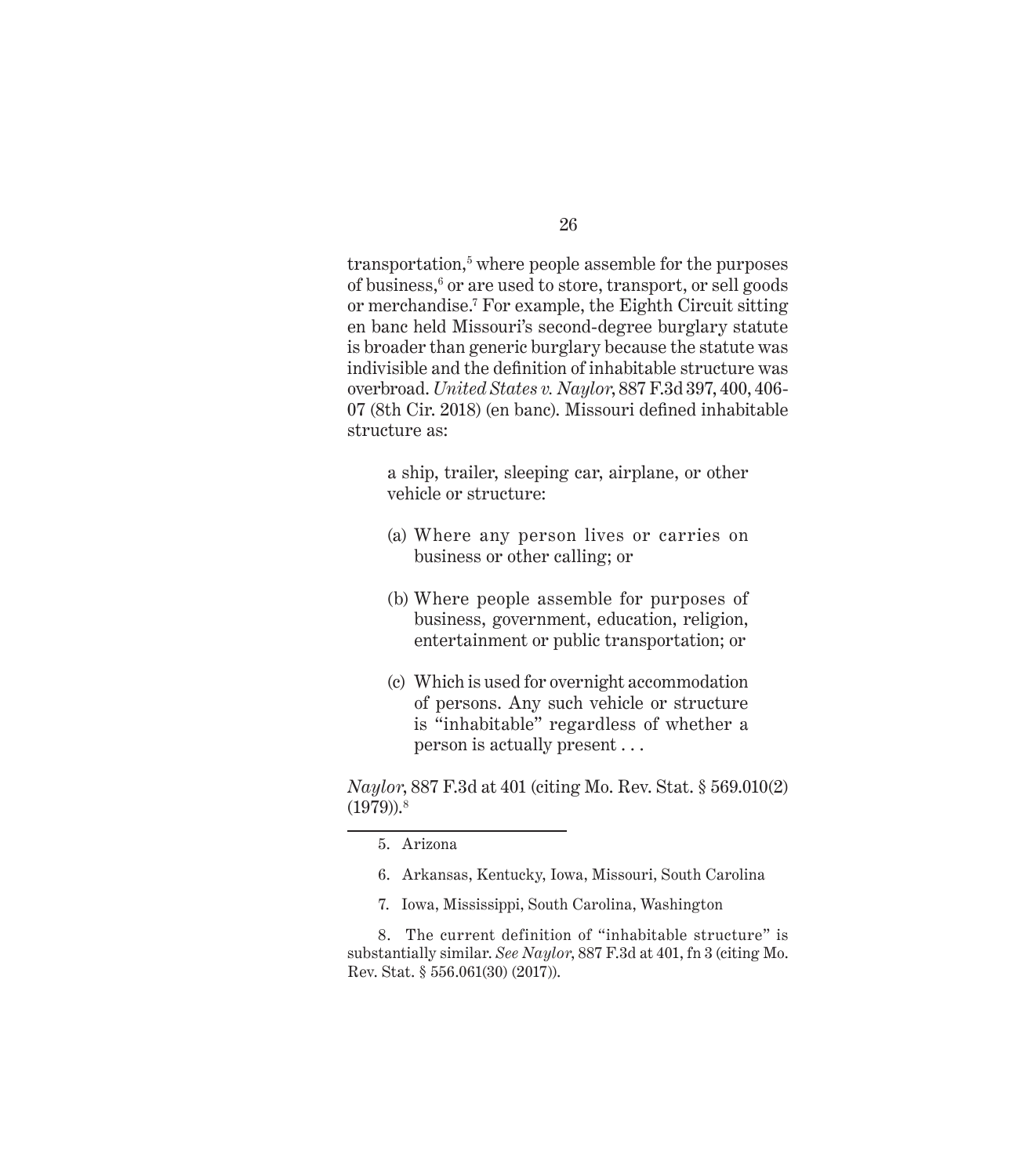transportation,[5] where people assemble for the purposes of business,[6] or are used to store, transport, or sell goods or merchandise.[7] For example, the Eighth Circuit sitting en banc held Missouri's second-degree burglary statute is broader than generic burglary because the statute was indivisible and the definition of inhabitable structure was overbroad. *United States v. Naylor*, 887 F.3d 397, 400, 406-07 (8th Cir. 2018) (en banc). Missouri defined inhabitable structure as:

> a ship, trailer, sleeping car, airplane, or other vehicle or structure:
>
> (a) Where any person lives or carries on business or other calling; or
>
> (b) Where people assemble for purposes of business, government, education, religion, entertainment or public transportation; or
>
> (c) Which is used for overnight accommodation of persons. Any such vehicle or structure is "inhabitable" regardless of whether a person is actually present . . .

*Naylor*, 887 F.3d at 401 (citing Mo. Rev. Stat. § 569.010(2) (1979)).[8]

---

5. Arizona

6. Arkansas, Kentucky, Iowa, Missouri, South Carolina

7. Iowa, Mississippi, South Carolina, Washington

8. The current definition of "inhabitable structure" is substantially similar. *See Naylor*, 887 F.3d at 401, fn 3 (citing Mo. Rev. Stat. § 556.061(30) (2017)).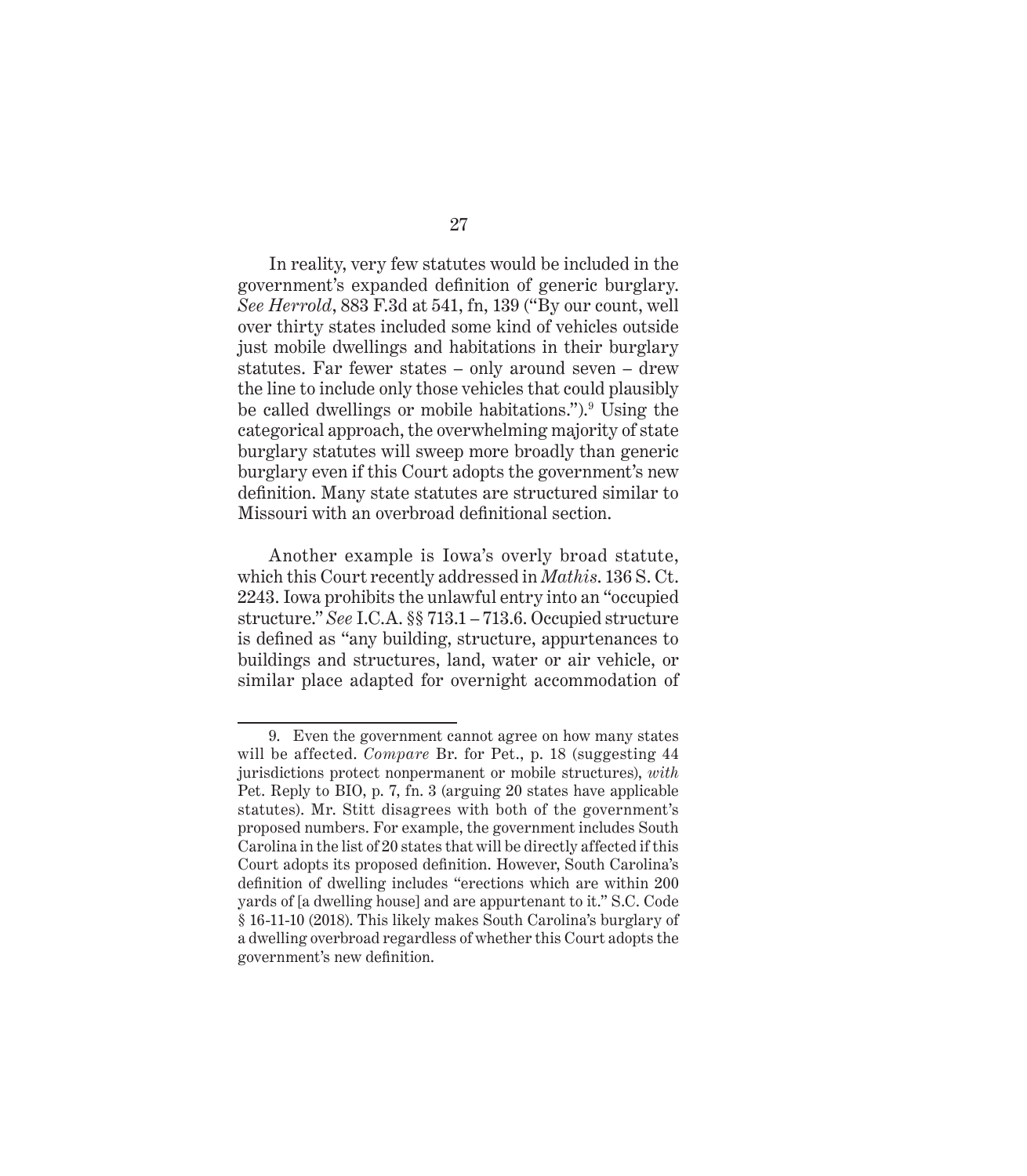In reality, very few statutes would be included in the government's expanded definition of generic burglary. *See Herrold*, 883 F.3d at 541, fn, 139 ("By our count, well over thirty states included some kind of vehicles outside just mobile dwellings and habitations in their burglary statutes. Far fewer states – only around seven – drew the line to include only those vehicles that could plausibly be called dwellings or mobile habitations.").[9] Using the categorical approach, the overwhelming majority of state burglary statutes will sweep more broadly than generic burglary even if this Court adopts the government's new definition. Many state statutes are structured similar to Missouri with an overbroad definitional section.

Another example is Iowa's overly broad statute, which this Court recently addressed in *Mathis*. 136 S. Ct. 2243. Iowa prohibits the unlawful entry into an "occupied structure." *See* I.C.A. §§ 713.1 – 713.6. Occupied structure is defined as "any building, structure, appurtenances to buildings and structures, land, water or air vehicle, or similar place adapted for overnight accommodation of

---

9. Even the government cannot agree on how many states will be affected. *Compare* Br. for Pet., p. 18 (suggesting 44 jurisdictions protect nonpermanent or mobile structures), *with* Pet. Reply to BIO, p. 7, fn. 3 (arguing 20 states have applicable statutes). Mr. Stitt disagrees with both of the government's proposed numbers. For example, the government includes South Carolina in the list of 20 states that will be directly affected if this Court adopts its proposed definition. However, South Carolina's definition of dwelling includes "erections which are within 200 yards of [a dwelling house] and are appurtenant to it." S.C. Code § 16-11-10 (2018). This likely makes South Carolina's burglary of a dwelling overbroad regardless of whether this Court adopts the government's new definition.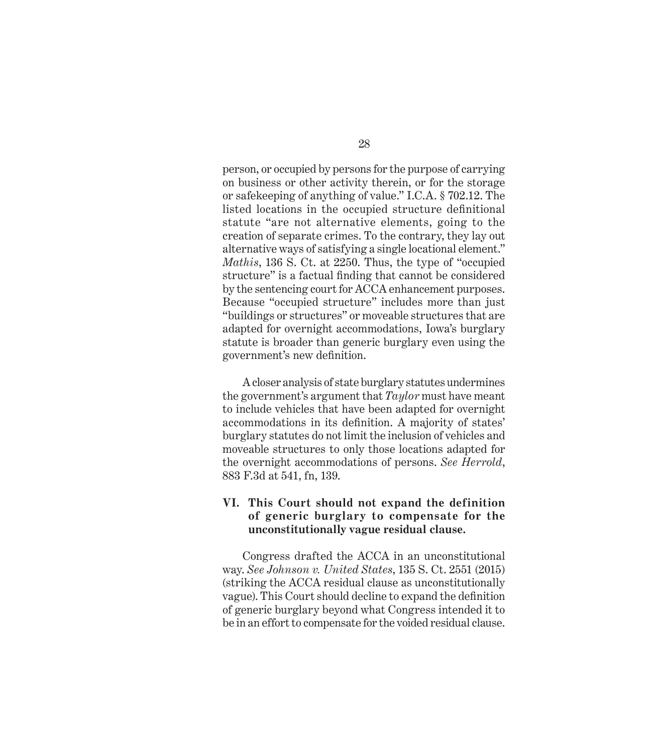person, or occupied by persons for the purpose of carrying on business or other activity therein, or for the storage or safekeeping of anything of value." I.C.A. § 702.12. The listed locations in the occupied structure definitional statute "are not alternative elements, going to the creation of separate crimes. To the contrary, they lay out alternative ways of satisfying a single locational element." *Mathis*, 136 S. Ct. at 2250. Thus, the type of "occupied structure" is a factual finding that cannot be considered by the sentencing court for ACCA enhancement purposes. Because "occupied structure" includes more than just "buildings or structures" or moveable structures that are adapted for overnight accommodations, Iowa's burglary statute is broader than generic burglary even using the government's new definition.

A closer analysis of state burglary statutes undermines the government's argument that *Taylor* must have meant to include vehicles that have been adapted for overnight accommodations in its definition. A majority of states' burglary statutes do not limit the inclusion of vehicles and moveable structures to only those locations adapted for the overnight accommodations of persons. *See Herrold*, 883 F.3d at 541, fn, 139.

## VI. This Court should not expand the definition of generic burglary to compensate for the unconstitutionally vague residual clause.

Congress drafted the ACCA in an unconstitutional way. *See Johnson v. United States*, 135 S. Ct. 2551 (2015) (striking the ACCA residual clause as unconstitutionally vague). This Court should decline to expand the definition of generic burglary beyond what Congress intended it to be in an effort to compensate for the voided residual clause.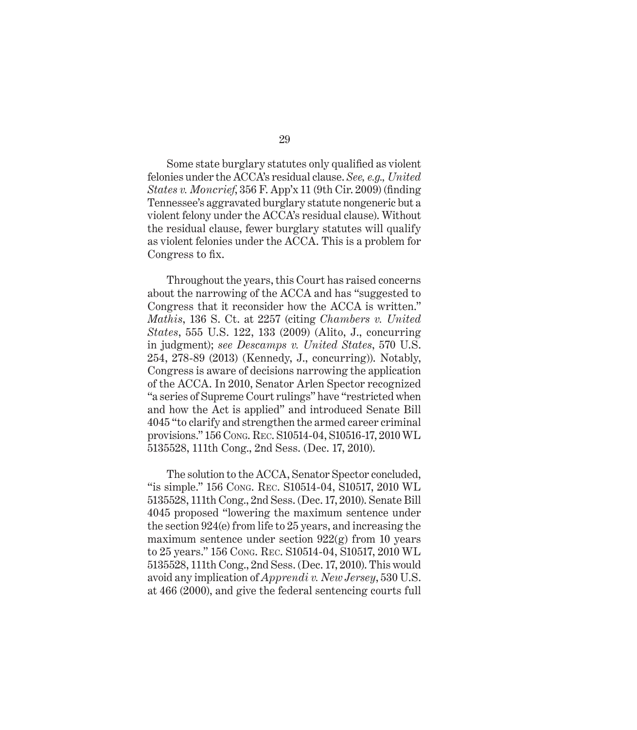Some state burglary statutes only qualified as violent felonies under the ACCA's residual clause. *See, e.g., United States v. Moncrief*, 356 F. App'x 11 (9th Cir. 2009) (finding Tennessee's aggravated burglary statute nongeneric but a violent felony under the ACCA's residual clause). Without the residual clause, fewer burglary statutes will qualify as violent felonies under the ACCA. This is a problem for Congress to fix.

Throughout the years, this Court has raised concerns about the narrowing of the ACCA and has "suggested to Congress that it reconsider how the ACCA is written." *Mathis*, 136 S. Ct. at 2257 (citing *Chambers v. United States*, 555 U.S. 122, 133 (2009) (Alito, J., concurring in judgment); *see Descamps v. United States*, 570 U.S. 254, 278-89 (2013) (Kennedy, J., concurring)). Notably, Congress is aware of decisions narrowing the application of the ACCA. In 2010, Senator Arlen Spector recognized "a series of Supreme Court rulings" have "restricted when and how the Act is applied" and introduced Senate Bill 4045 "to clarify and strengthen the armed career criminal provisions." 156 Cong. Rec. S10514-04, S10516-17, 2010 WL 5135528, 111th Cong., 2nd Sess. (Dec. 17, 2010).

The solution to the ACCA, Senator Spector concluded, "is simple." 156 Cong. Rec. S10514-04, S10517, 2010 WL 5135528, 111th Cong., 2nd Sess. (Dec. 17, 2010). Senate Bill 4045 proposed "lowering the maximum sentence under the section 924(e) from life to 25 years, and increasing the maximum sentence under section 922(g) from 10 years to 25 years." 156 Cong. Rec. S10514-04, S10517, 2010 WL 5135528, 111th Cong., 2nd Sess. (Dec. 17, 2010). This would avoid any implication of *Apprendi v. New Jersey*, 530 U.S. at 466 (2000), and give the federal sentencing courts full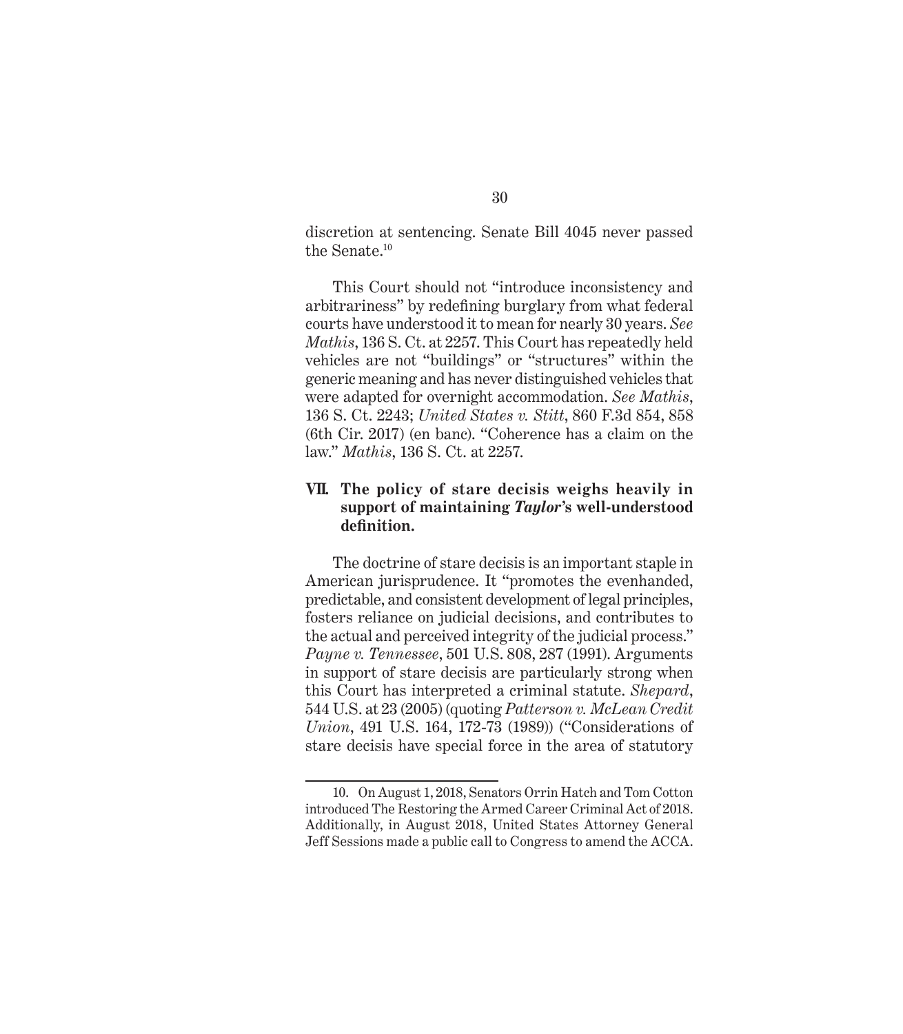discretion at sentencing. Senate Bill 4045 never passed the Senate.[10]

This Court should not "introduce inconsistency and arbitrariness" by redefining burglary from what federal courts have understood it to mean for nearly 30 years. *See Mathis*, 136 S. Ct. at 2257. This Court has repeatedly held vehicles are not "buildings" or "structures" within the generic meaning and has never distinguished vehicles that were adapted for overnight accommodation. *See Mathis*, 136 S. Ct. 2243; *United States v. Stitt*, 860 F.3d 854, 858 (6th Cir. 2017) (en banc). "Coherence has a claim on the law." *Mathis*, 136 S. Ct. at 2257.

### VII. The policy of stare decisis weighs heavily in support of maintaining *Taylor*'s well-understood definition.

The doctrine of stare decisis is an important staple in American jurisprudence. It "promotes the evenhanded, predictable, and consistent development of legal principles, fosters reliance on judicial decisions, and contributes to the actual and perceived integrity of the judicial process." *Payne v. Tennessee*, 501 U.S. 808, 287 (1991). Arguments in support of stare decisis are particularly strong when this Court has interpreted a criminal statute. *Shepard*, 544 U.S. at 23 (2005) (quoting *Patterson v. McLean Credit Union*, 491 U.S. 164, 172-73 (1989)) ("Considerations of stare decisis have special force in the area of statutory

10. On August 1, 2018, Senators Orrin Hatch and Tom Cotton introduced The Restoring the Armed Career Criminal Act of 2018. Additionally, in August 2018, United States Attorney General Jeff Sessions made a public call to Congress to amend the ACCA.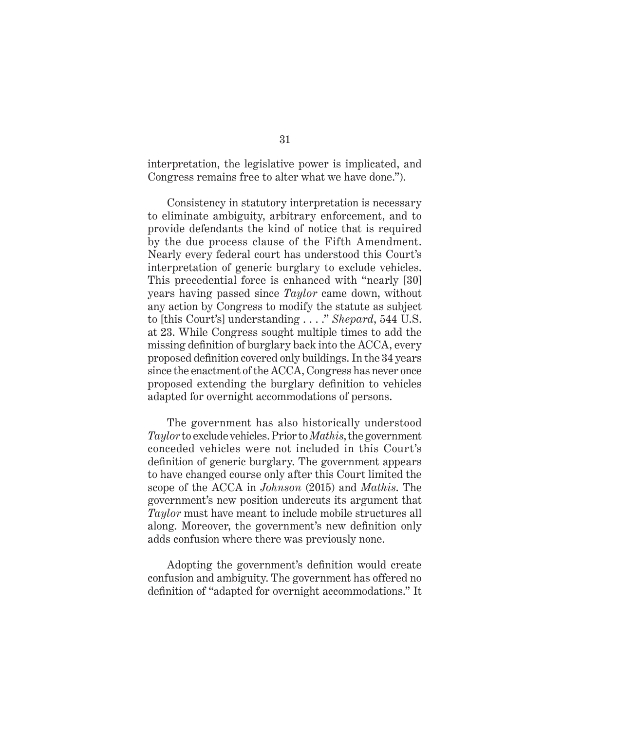interpretation, the legislative power is implicated, and Congress remains free to alter what we have done.").

Consistency in statutory interpretation is necessary to eliminate ambiguity, arbitrary enforcement, and to provide defendants the kind of notice that is required by the due process clause of the Fifth Amendment. Nearly every federal court has understood this Court's interpretation of generic burglary to exclude vehicles. This precedential force is enhanced with "nearly [30] years having passed since *Taylor* came down, without any action by Congress to modify the statute as subject to [this Court's] understanding . . . ." *Shepard*, 544 U.S. at 23. While Congress sought multiple times to add the missing definition of burglary back into the ACCA, every proposed definition covered only buildings. In the 34 years since the enactment of the ACCA, Congress has never once proposed extending the burglary definition to vehicles adapted for overnight accommodations of persons.

The government has also historically understood *Taylor* to exclude vehicles. Prior to *Mathis*, the government conceded vehicles were not included in this Court's definition of generic burglary. The government appears to have changed course only after this Court limited the scope of the ACCA in *Johnson* (2015) and *Mathis*. The government's new position undercuts its argument that *Taylor* must have meant to include mobile structures all along. Moreover, the government's new definition only adds confusion where there was previously none.

Adopting the government's definition would create confusion and ambiguity. The government has offered no definition of "adapted for overnight accommodations." It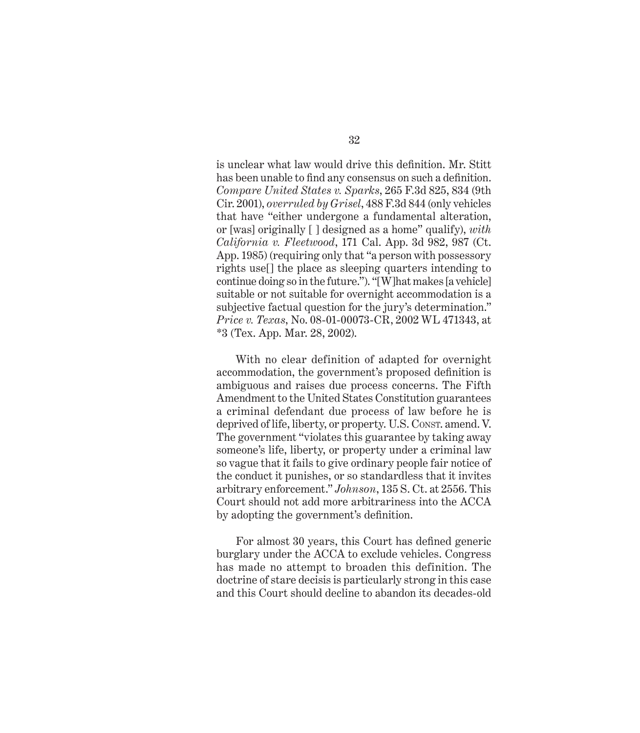is unclear what law would drive this definition. Mr. Stitt has been unable to find any consensus on such a definition. *Compare United States v. Sparks*, 265 F.3d 825, 834 (9th Cir. 2001), *overruled by Grisel*, 488 F.3d 844 (only vehicles that have "either undergone a fundamental alteration, or [was] originally [ ] designed as a home" qualify), *with California v. Fleetwood*, 171 Cal. App. 3d 982, 987 (Ct. App. 1985) (requiring only that "a person with possessory rights use[] the place as sleeping quarters intending to continue doing so in the future."). "[W]hat makes [a vehicle] suitable or not suitable for overnight accommodation is a subjective factual question for the jury's determination." *Price v. Texas*, No. 08-01-00073-CR, 2002 WL 471343, at *3 (Tex. App. Mar. 28, 2002).

With no clear definition of adapted for overnight accommodation, the government's proposed definition is ambiguous and raises due process concerns. The Fifth Amendment to the United States Constitution guarantees a criminal defendant due process of law before he is deprived of life, liberty, or property. U.S. Const. amend. V. The government "violates this guarantee by taking away someone's life, liberty, or property under a criminal law so vague that it fails to give ordinary people fair notice of the conduct it punishes, or so standardless that it invites arbitrary enforcement." *Johnson*, 135 S. Ct. at 2556. This Court should not add more arbitrariness into the ACCA by adopting the government's definition.

For almost 30 years, this Court has defined generic burglary under the ACCA to exclude vehicles. Congress has made no attempt to broaden this definition. The doctrine of stare decisis is particularly strong in this case and this Court should decline to abandon its decades-old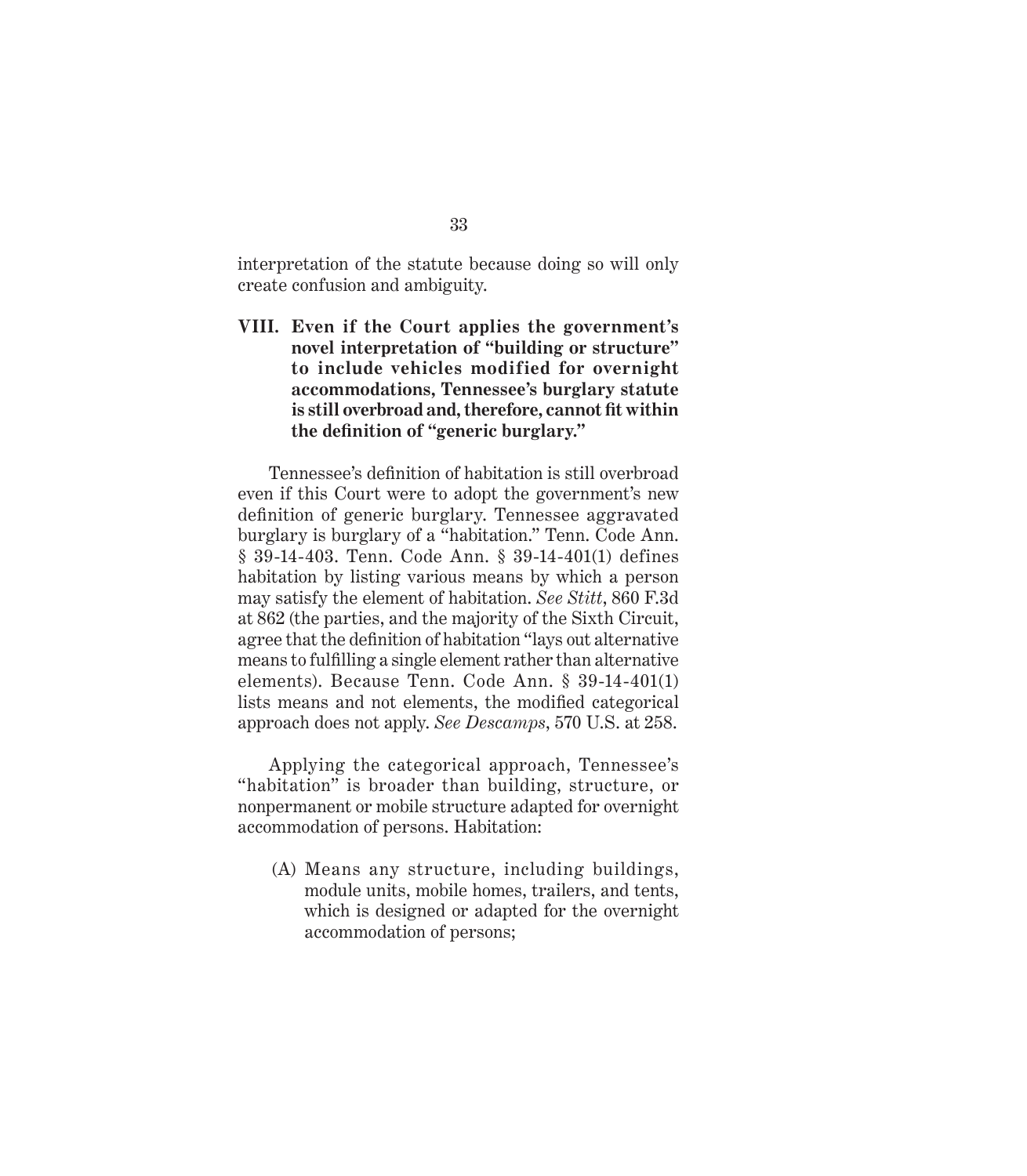interpretation of the statute because doing so will only create confusion and ambiguity.

## VIII. Even if the Court applies the government's novel interpretation of "building or structure" to include vehicles modified for overnight accommodations, Tennessee's burglary statute is still overbroad and, therefore, cannot fit within the definition of "generic burglary."

Tennessee's definition of habitation is still overbroad even if this Court were to adopt the government's new definition of generic burglary. Tennessee aggravated burglary is burglary of a "habitation." Tenn. Code Ann. § 39-14-403. Tenn. Code Ann. § 39-14-401(1) defines habitation by listing various means by which a person may satisfy the element of habitation. *See Stitt*, 860 F.3d at 862 (the parties, and the majority of the Sixth Circuit, agree that the definition of habitation "lays out alternative means to fulfilling a single element rather than alternative elements). Because Tenn. Code Ann. § 39-14-401(1) lists means and not elements, the modified categorical approach does not apply. *See Descamps*, 570 U.S. at 258.

Applying the categorical approach, Tennessee's "habitation" is broader than building, structure, or nonpermanent or mobile structure adapted for overnight accommodation of persons. Habitation:

(A) Means any structure, including buildings, module units, mobile homes, trailers, and tents, which is designed or adapted for the overnight accommodation of persons;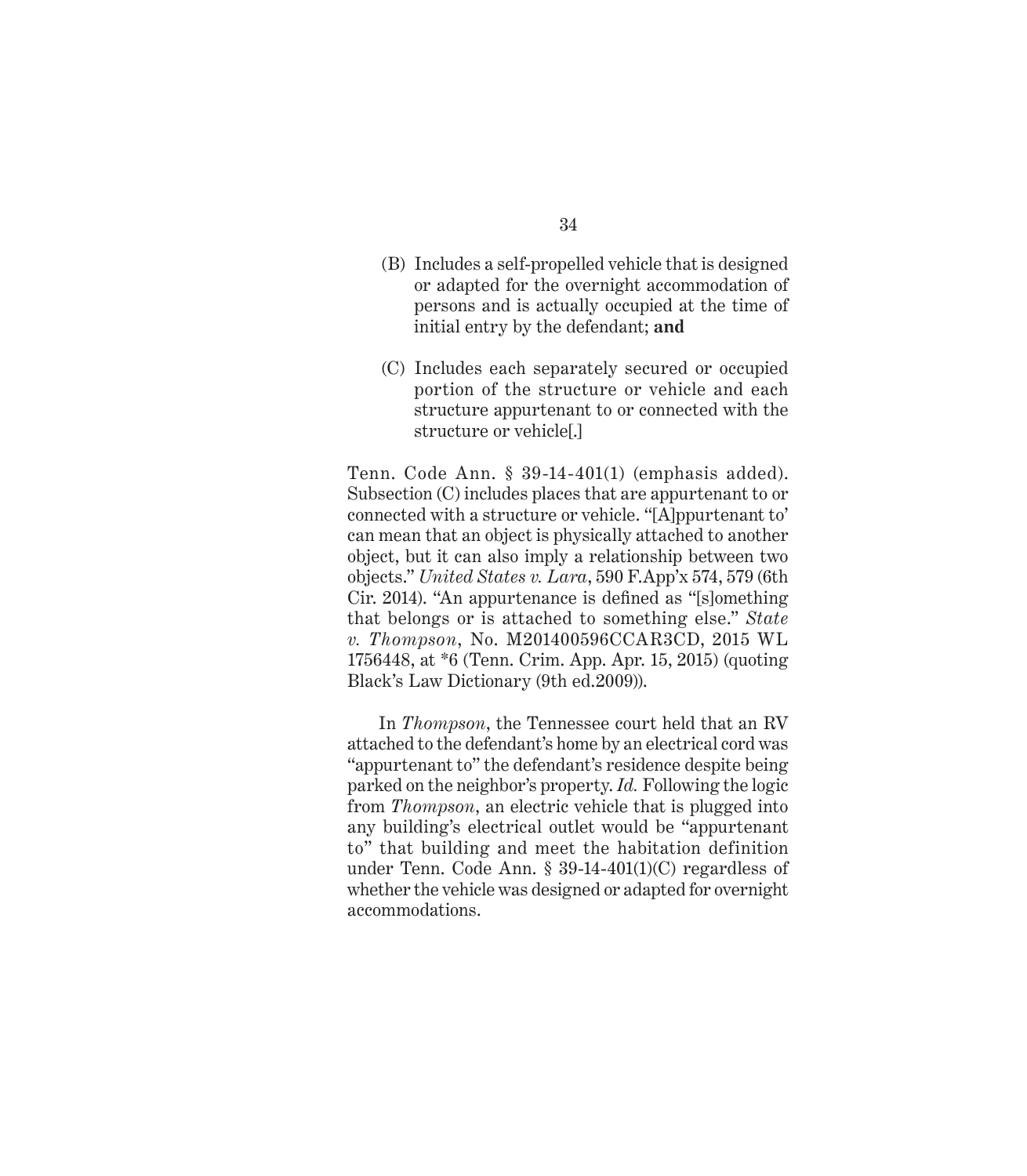(B) Includes a self-propelled vehicle that is designed or adapted for the overnight accommodation of persons and is actually occupied at the time of initial entry by the defendant; **and**

(C) Includes each separately secured or occupied portion of the structure or vehicle and each structure appurtenant to or connected with the structure or vehicle[.]

Tenn. Code Ann. § 39-14-401(1) (emphasis added). Subsection (C) includes places that are appurtenant to or connected with a structure or vehicle. "[A]ppurtenant to' can mean that an object is physically attached to another object, but it can also imply a relationship between two objects." *United States v. Lara*, 590 F.App'x 574, 579 (6th Cir. 2014). "An appurtenance is defined as "[s]omething that belongs or is attached to something else." *State v. Thompson*, No. M201400596CCAR3CD, 2015 WL 1756448, at *6 (Tenn. Crim. App. Apr. 15, 2015) (quoting Black's Law Dictionary (9th ed.2009)).

In *Thompson*, the Tennessee court held that an RV attached to the defendant's home by an electrical cord was "appurtenant to" the defendant's residence despite being parked on the neighbor's property. *Id.* Following the logic from *Thompson*, an electric vehicle that is plugged into any building's electrical outlet would be "appurtenant to" that building and meet the habitation definition under Tenn. Code Ann. § 39-14-401(1)(C) regardless of whether the vehicle was designed or adapted for overnight accommodations.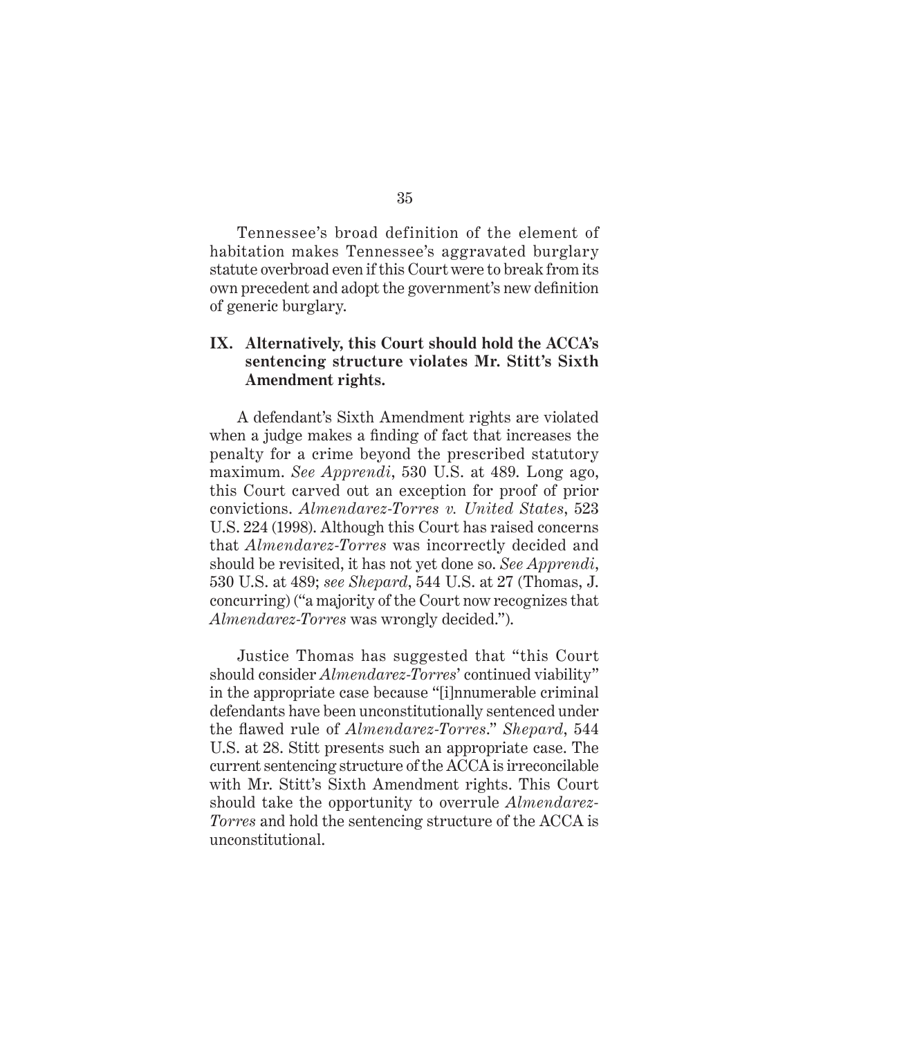Tennessee's broad definition of the element of habitation makes Tennessee's aggravated burglary statute overbroad even if this Court were to break from its own precedent and adopt the government's new definition of generic burglary.

## IX. Alternatively, this Court should hold the ACCA's sentencing structure violates Mr. Stitt's Sixth Amendment rights.

A defendant's Sixth Amendment rights are violated when a judge makes a finding of fact that increases the penalty for a crime beyond the prescribed statutory maximum. *See Apprendi*, 530 U.S. at 489. Long ago, this Court carved out an exception for proof of prior convictions. *Almendarez-Torres v. United States*, 523 U.S. 224 (1998). Although this Court has raised concerns that *Almendarez-Torres* was incorrectly decided and should be revisited, it has not yet done so. *See Apprendi*, 530 U.S. at 489; *see Shepard*, 544 U.S. at 27 (Thomas, J. concurring) ("a majority of the Court now recognizes that *Almendarez-Torres* was wrongly decided.").

Justice Thomas has suggested that "this Court should consider *Almendarez-Torres*' continued viability" in the appropriate case because "[i]nnumerable criminal defendants have been unconstitutionally sentenced under the flawed rule of *Almendarez-Torres*." *Shepard*, 544 U.S. at 28. Stitt presents such an appropriate case. The current sentencing structure of the ACCA is irreconcilable with Mr. Stitt's Sixth Amendment rights. This Court should take the opportunity to overrule *Almendarez-Torres* and hold the sentencing structure of the ACCA is unconstitutional.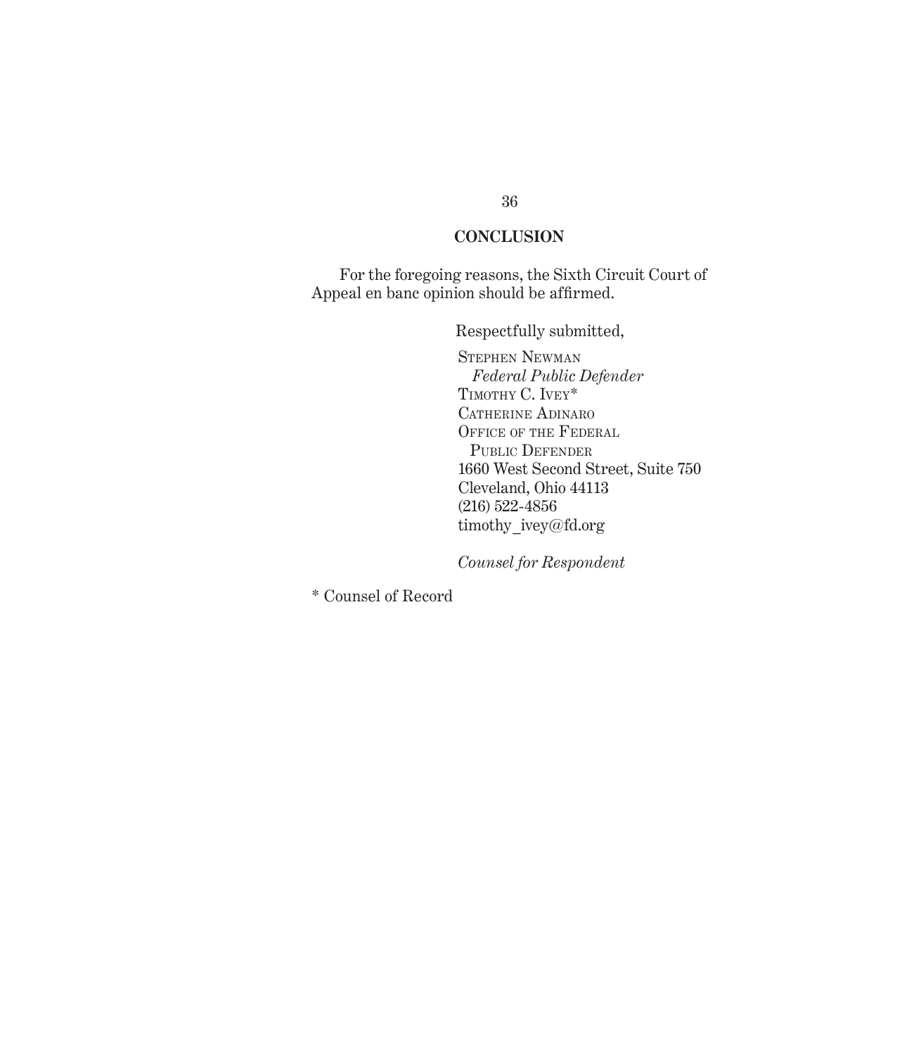## CONCLUSION

For the foregoing reasons, the Sixth Circuit Court of Appeal en banc opinion should be affirmed.

Respectfully submitted,

STEPHEN NEWMAN
*Federal Public Defender*
TIMOTHY C. IVEY*
CATHERINE ADINARO
OFFICE OF THE FEDERAL
PUBLIC DEFENDER
1660 West Second Street, Suite 750
Cleveland, Ohio 44113
(216) 522-4856
timothy_ivey@fd.org

*Counsel for Respondent*

\* Counsel of Record